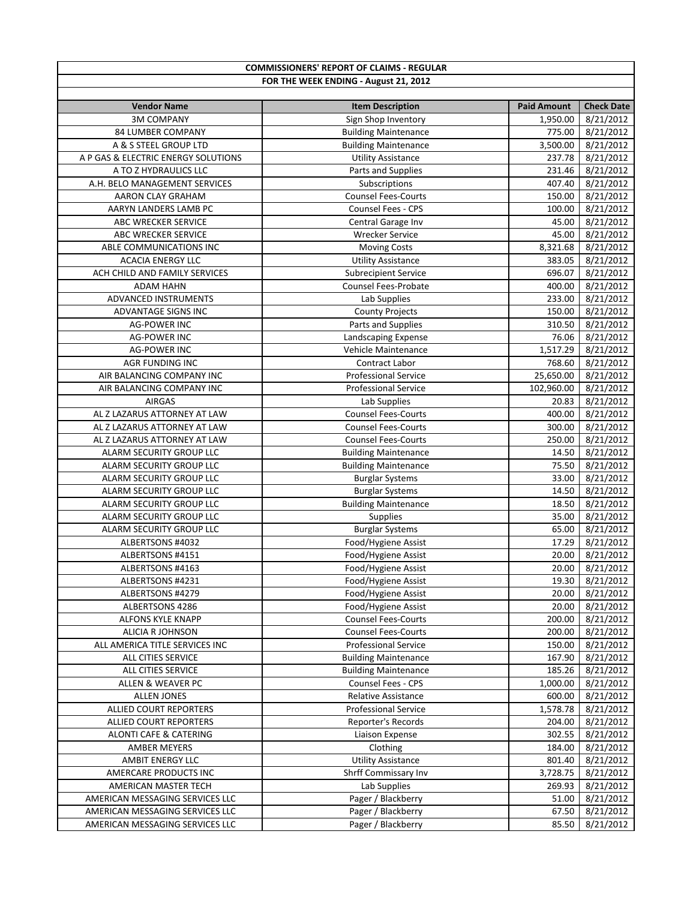# COMMISSIONERS' REPORT OF CLAIMS - REGULAR

## FOR THE WEEK ENDING - August 21, 2012

| Vendor Name | Item Description | Paid Amount | Check Date |
|---|---|---|---|
| 3M COMPANY | Sign Shop Inventory | 1,950.00 | 8/21/2012 |
| 84 LUMBER COMPANY | Building Maintenance | 775.00 | 8/21/2012 |
| A & S STEEL GROUP LTD | Building Maintenance | 3,500.00 | 8/21/2012 |
| A P GAS & ELECTRIC ENERGY SOLUTIONS | Utility Assistance | 237.78 | 8/21/2012 |
| A TO Z HYDRAULICS LLC | Parts and Supplies | 231.46 | 8/21/2012 |
| A.H. BELO MANAGEMENT SERVICES | Subscriptions | 407.40 | 8/21/2012 |
| AARON CLAY GRAHAM | Counsel Fees-Courts | 150.00 | 8/21/2012 |
| AARYN LANDERS LAMB PC | Counsel Fees - CPS | 100.00 | 8/21/2012 |
| ABC WRECKER SERVICE | Central Garage Inv | 45.00 | 8/21/2012 |
| ABC WRECKER SERVICE | Wrecker Service | 45.00 | 8/21/2012 |
| ABLE COMMUNICATIONS INC | Moving Costs | 8,321.68 | 8/21/2012 |
| ACACIA ENERGY LLC | Utility Assistance | 383.05 | 8/21/2012 |
| ACH CHILD AND FAMILY SERVICES | Subrecipient Service | 696.07 | 8/21/2012 |
| ADAM HAHN | Counsel Fees-Probate | 400.00 | 8/21/2012 |
| ADVANCED INSTRUMENTS | Lab Supplies | 233.00 | 8/21/2012 |
| ADVANTAGE SIGNS INC | County Projects | 150.00 | 8/21/2012 |
| AG-POWER INC | Parts and Supplies | 310.50 | 8/21/2012 |
| AG-POWER INC | Landscaping Expense | 76.06 | 8/21/2012 |
| AG-POWER INC | Vehicle Maintenance | 1,517.29 | 8/21/2012 |
| AGR FUNDING INC | Contract Labor | 768.60 | 8/21/2012 |
| AIR BALANCING COMPANY INC | Professional Service | 25,650.00 | 8/21/2012 |
| AIR BALANCING COMPANY INC | Professional Service | 102,960.00 | 8/21/2012 |
| AIRGAS | Lab Supplies | 20.83 | 8/21/2012 |
| AL Z LAZARUS ATTORNEY AT LAW | Counsel Fees-Courts | 400.00 | 8/21/2012 |
| AL Z LAZARUS ATTORNEY AT LAW | Counsel Fees-Courts | 300.00 | 8/21/2012 |
| AL Z LAZARUS ATTORNEY AT LAW | Counsel Fees-Courts | 250.00 | 8/21/2012 |
| ALARM SECURITY GROUP LLC | Building Maintenance | 14.50 | 8/21/2012 |
| ALARM SECURITY GROUP LLC | Building Maintenance | 75.50 | 8/21/2012 |
| ALARM SECURITY GROUP LLC | Burglar Systems | 33.00 | 8/21/2012 |
| ALARM SECURITY GROUP LLC | Burglar Systems | 14.50 | 8/21/2012 |
| ALARM SECURITY GROUP LLC | Building Maintenance | 18.50 | 8/21/2012 |
| ALARM SECURITY GROUP LLC | Supplies | 35.00 | 8/21/2012 |
| ALARM SECURITY GROUP LLC | Burglar Systems | 65.00 | 8/21/2012 |
| ALBERTSONS #4032 | Food/Hygiene Assist | 17.29 | 8/21/2012 |
| ALBERTSONS #4151 | Food/Hygiene Assist | 20.00 | 8/21/2012 |
| ALBERTSONS #4163 | Food/Hygiene Assist | 20.00 | 8/21/2012 |
| ALBERTSONS #4231 | Food/Hygiene Assist | 19.30 | 8/21/2012 |
| ALBERTSONS #4279 | Food/Hygiene Assist | 20.00 | 8/21/2012 |
| ALBERTSONS 4286 | Food/Hygiene Assist | 20.00 | 8/21/2012 |
| ALFONS KYLE KNAPP | Counsel Fees-Courts | 200.00 | 8/21/2012 |
| ALICIA R JOHNSON | Counsel Fees-Courts | 200.00 | 8/21/2012 |
| ALL AMERICA TITLE SERVICES INC | Professional Service | 150.00 | 8/21/2012 |
| ALL CITIES SERVICE | Building Maintenance | 167.90 | 8/21/2012 |
| ALL CITIES SERVICE | Building Maintenance | 185.26 | 8/21/2012 |
| ALLEN & WEAVER PC | Counsel Fees - CPS | 1,000.00 | 8/21/2012 |
| ALLEN JONES | Relative Assistance | 600.00 | 8/21/2012 |
| ALLIED COURT REPORTERS | Professional Service | 1,578.78 | 8/21/2012 |
| ALLIED COURT REPORTERS | Reporter's Records | 204.00 | 8/21/2012 |
| ALONTI CAFE & CATERING | Liaison Expense | 302.55 | 8/21/2012 |
| AMBER MEYERS | Clothing | 184.00 | 8/21/2012 |
| AMBIT ENERGY LLC | Utility Assistance | 801.40 | 8/21/2012 |
| AMERCARE PRODUCTS INC | Shrff Commissary Inv | 3,728.75 | 8/21/2012 |
| AMERICAN MASTER TECH | Lab Supplies | 269.93 | 8/21/2012 |
| AMERICAN MESSAGING SERVICES LLC | Pager / Blackberry | 51.00 | 8/21/2012 |
| AMERICAN MESSAGING SERVICES LLC | Pager / Blackberry | 67.50 | 8/21/2012 |
| AMERICAN MESSAGING SERVICES LLC | Pager / Blackberry | 85.50 | 8/21/2012 |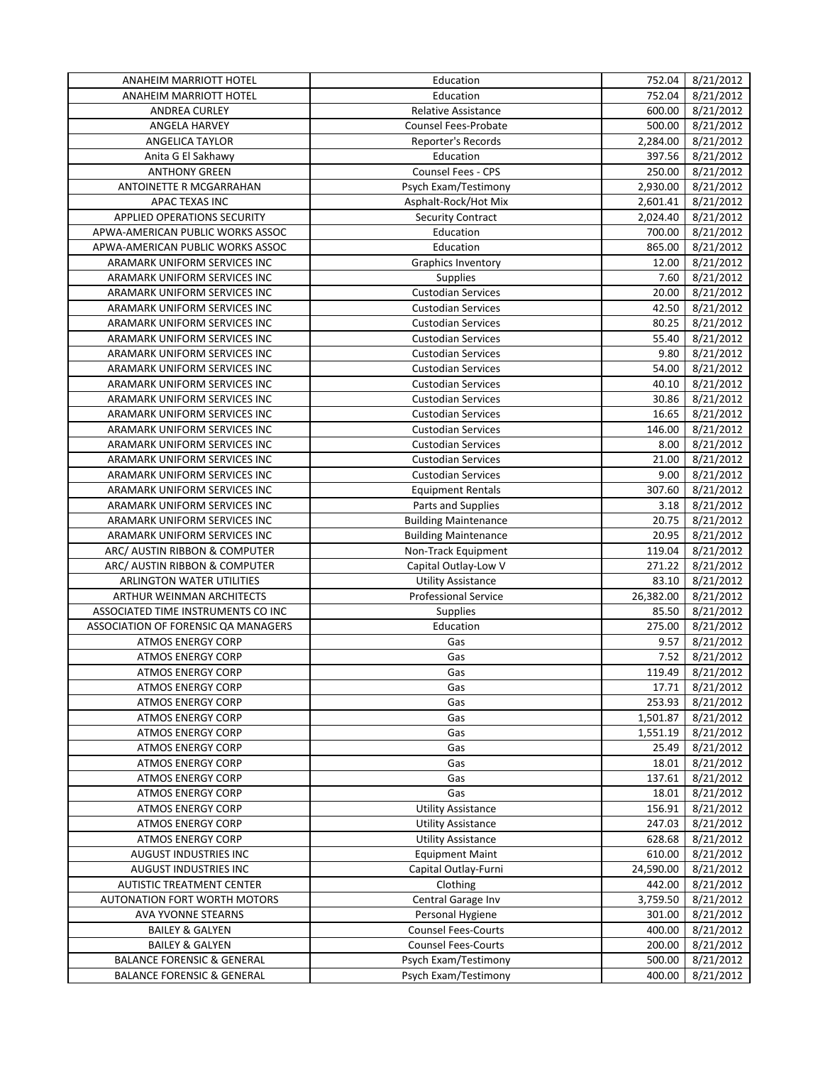| ANAHEIM MARRIOTT HOTEL | Education | 752.04 | 8/21/2012 |
|---|---|---|---|
| ANAHEIM MARRIOTT HOTEL | Education | 752.04 | 8/21/2012 |
| ANDREA CURLEY | Relative Assistance | 600.00 | 8/21/2012 |
| ANGELA HARVEY | Counsel Fees-Probate | 500.00 | 8/21/2012 |
| ANGELICA TAYLOR | Reporter's Records | 2,284.00 | 8/21/2012 |
| Anita G El Sakhawy | Education | 397.56 | 8/21/2012 |
| ANTHONY GREEN | Counsel Fees - CPS | 250.00 | 8/21/2012 |
| ANTOINETTE R MCGARRAHAN | Psych Exam/Testimony | 2,930.00 | 8/21/2012 |
| APAC TEXAS INC | Asphalt-Rock/Hot Mix | 2,601.41 | 8/21/2012 |
| APPLIED OPERATIONS SECURITY | Security Contract | 2,024.40 | 8/21/2012 |
| APWA-AMERICAN PUBLIC WORKS ASSOC | Education | 700.00 | 8/21/2012 |
| APWA-AMERICAN PUBLIC WORKS ASSOC | Education | 865.00 | 8/21/2012 |
| ARAMARK UNIFORM SERVICES INC | Graphics Inventory | 12.00 | 8/21/2012 |
| ARAMARK UNIFORM SERVICES INC | Supplies | 7.60 | 8/21/2012 |
| ARAMARK UNIFORM SERVICES INC | Custodian Services | 20.00 | 8/21/2012 |
| ARAMARK UNIFORM SERVICES INC | Custodian Services | 42.50 | 8/21/2012 |
| ARAMARK UNIFORM SERVICES INC | Custodian Services | 80.25 | 8/21/2012 |
| ARAMARK UNIFORM SERVICES INC | Custodian Services | 55.40 | 8/21/2012 |
| ARAMARK UNIFORM SERVICES INC | Custodian Services | 9.80 | 8/21/2012 |
| ARAMARK UNIFORM SERVICES INC | Custodian Services | 54.00 | 8/21/2012 |
| ARAMARK UNIFORM SERVICES INC | Custodian Services | 40.10 | 8/21/2012 |
| ARAMARK UNIFORM SERVICES INC | Custodian Services | 30.86 | 8/21/2012 |
| ARAMARK UNIFORM SERVICES INC | Custodian Services | 16.65 | 8/21/2012 |
| ARAMARK UNIFORM SERVICES INC | Custodian Services | 146.00 | 8/21/2012 |
| ARAMARK UNIFORM SERVICES INC | Custodian Services | 8.00 | 8/21/2012 |
| ARAMARK UNIFORM SERVICES INC | Custodian Services | 21.00 | 8/21/2012 |
| ARAMARK UNIFORM SERVICES INC | Custodian Services | 9.00 | 8/21/2012 |
| ARAMARK UNIFORM SERVICES INC | Equipment Rentals | 307.60 | 8/21/2012 |
| ARAMARK UNIFORM SERVICES INC | Parts and Supplies | 3.18 | 8/21/2012 |
| ARAMARK UNIFORM SERVICES INC | Building Maintenance | 20.75 | 8/21/2012 |
| ARAMARK UNIFORM SERVICES INC | Building Maintenance | 20.95 | 8/21/2012 |
| ARC/ AUSTIN RIBBON & COMPUTER | Non-Track Equipment | 119.04 | 8/21/2012 |
| ARC/ AUSTIN RIBBON & COMPUTER | Capital Outlay-Low V | 271.22 | 8/21/2012 |
| ARLINGTON WATER UTILITIES | Utility Assistance | 83.10 | 8/21/2012 |
| ARTHUR WEINMAN ARCHITECTS | Professional Service | 26,382.00 | 8/21/2012 |
| ASSOCIATED TIME INSTRUMENTS CO INC | Supplies | 85.50 | 8/21/2012 |
| ASSOCIATION OF FORENSIC QA MANAGERS | Education | 275.00 | 8/21/2012 |
| ATMOS ENERGY CORP | Gas | 9.57 | 8/21/2012 |
| ATMOS ENERGY CORP | Gas | 7.52 | 8/21/2012 |
| ATMOS ENERGY CORP | Gas | 119.49 | 8/21/2012 |
| ATMOS ENERGY CORP | Gas | 17.71 | 8/21/2012 |
| ATMOS ENERGY CORP | Gas | 253.93 | 8/21/2012 |
| ATMOS ENERGY CORP | Gas | 1,501.87 | 8/21/2012 |
| ATMOS ENERGY CORP | Gas | 1,551.19 | 8/21/2012 |
| ATMOS ENERGY CORP | Gas | 25.49 | 8/21/2012 |
| ATMOS ENERGY CORP | Gas | 18.01 | 8/21/2012 |
| ATMOS ENERGY CORP | Gas | 137.61 | 8/21/2012 |
| ATMOS ENERGY CORP | Gas | 18.01 | 8/21/2012 |
| ATMOS ENERGY CORP | Utility Assistance | 156.91 | 8/21/2012 |
| ATMOS ENERGY CORP | Utility Assistance | 247.03 | 8/21/2012 |
| ATMOS ENERGY CORP | Utility Assistance | 628.68 | 8/21/2012 |
| AUGUST INDUSTRIES INC | Equipment Maint | 610.00 | 8/21/2012 |
| AUGUST INDUSTRIES INC | Capital Outlay-Furni | 24,590.00 | 8/21/2012 |
| AUTISTIC TREATMENT CENTER | Clothing | 442.00 | 8/21/2012 |
| AUTONATION FORT WORTH MOTORS | Central Garage Inv | 3,759.50 | 8/21/2012 |
| AVA YVONNE STEARNS | Personal Hygiene | 301.00 | 8/21/2012 |
| BAILEY & GALYEN | Counsel Fees-Courts | 400.00 | 8/21/2012 |
| BAILEY & GALYEN | Counsel Fees-Courts | 200.00 | 8/21/2012 |
| BALANCE FORENSIC & GENERAL | Psych Exam/Testimony | 500.00 | 8/21/2012 |
| BALANCE FORENSIC & GENERAL | Psych Exam/Testimony | 400.00 | 8/21/2012 |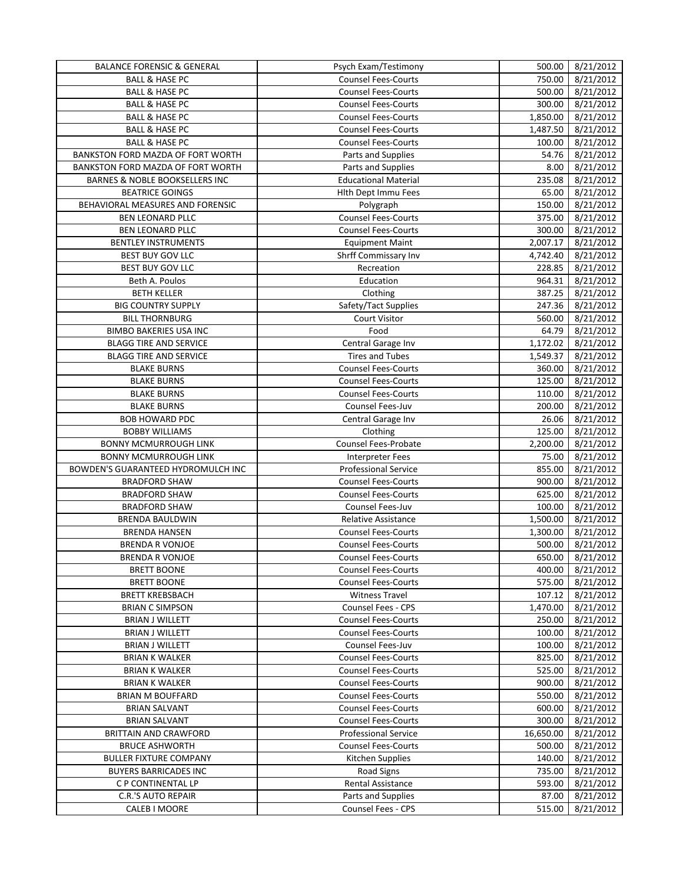| BALANCE FORENSIC & GENERAL | Psych Exam/Testimony | 500.00 | 8/21/2012 |
|---|---|---|---|
| BALL & HASE PC | Counsel Fees-Courts | 750.00 | 8/21/2012 |
| BALL & HASE PC | Counsel Fees-Courts | 500.00 | 8/21/2012 |
| BALL & HASE PC | Counsel Fees-Courts | 300.00 | 8/21/2012 |
| BALL & HASE PC | Counsel Fees-Courts | 1,850.00 | 8/21/2012 |
| BALL & HASE PC | Counsel Fees-Courts | 1,487.50 | 8/21/2012 |
| BALL & HASE PC | Counsel Fees-Courts | 100.00 | 8/21/2012 |
| BANKSTON FORD MAZDA OF FORT WORTH | Parts and Supplies | 54.76 | 8/21/2012 |
| BANKSTON FORD MAZDA OF FORT WORTH | Parts and Supplies | 8.00 | 8/21/2012 |
| BARNES & NOBLE BOOKSELLERS INC | Educational Material | 235.08 | 8/21/2012 |
| BEATRICE GOINGS | Hlth Dept Immu Fees | 65.00 | 8/21/2012 |
| BEHAVIORAL MEASURES AND FORENSIC | Polygraph | 150.00 | 8/21/2012 |
| BEN LEONARD PLLC | Counsel Fees-Courts | 375.00 | 8/21/2012 |
| BEN LEONARD PLLC | Counsel Fees-Courts | 300.00 | 8/21/2012 |
| BENTLEY INSTRUMENTS | Equipment Maint | 2,007.17 | 8/21/2012 |
| BEST BUY GOV LLC | Shrff Commissary Inv | 4,742.40 | 8/21/2012 |
| BEST BUY GOV LLC | Recreation | 228.85 | 8/21/2012 |
| Beth A. Poulos | Education | 964.31 | 8/21/2012 |
| BETH KELLER | Clothing | 387.25 | 8/21/2012 |
| BIG COUNTRY SUPPLY | Safety/Tact Supplies | 247.36 | 8/21/2012 |
| BILL THORNBURG | Court Visitor | 560.00 | 8/21/2012 |
| BIMBO BAKERIES USA INC | Food | 64.79 | 8/21/2012 |
| BLAGG TIRE AND SERVICE | Central Garage Inv | 1,172.02 | 8/21/2012 |
| BLAGG TIRE AND SERVICE | Tires and Tubes | 1,549.37 | 8/21/2012 |
| BLAKE BURNS | Counsel Fees-Courts | 360.00 | 8/21/2012 |
| BLAKE BURNS | Counsel Fees-Courts | 125.00 | 8/21/2012 |
| BLAKE BURNS | Counsel Fees-Courts | 110.00 | 8/21/2012 |
| BLAKE BURNS | Counsel Fees-Juv | 200.00 | 8/21/2012 |
| BOB HOWARD PDC | Central Garage Inv | 26.06 | 8/21/2012 |
| BOBBY WILLIAMS | Clothing | 125.00 | 8/21/2012 |
| BONNY MCMURROUGH LINK | Counsel Fees-Probate | 2,200.00 | 8/21/2012 |
| BONNY MCMURROUGH LINK | Interpreter Fees | 75.00 | 8/21/2012 |
| BOWDEN'S GUARANTEED HYDROMULCH INC | Professional Service | 855.00 | 8/21/2012 |
| BRADFORD SHAW | Counsel Fees-Courts | 900.00 | 8/21/2012 |
| BRADFORD SHAW | Counsel Fees-Courts | 625.00 | 8/21/2012 |
| BRADFORD SHAW | Counsel Fees-Juv | 100.00 | 8/21/2012 |
| BRENDA BAULDWIN | Relative Assistance | 1,500.00 | 8/21/2012 |
| BRENDA HANSEN | Counsel Fees-Courts | 1,300.00 | 8/21/2012 |
| BRENDA R VONJOE | Counsel Fees-Courts | 500.00 | 8/21/2012 |
| BRENDA R VONJOE | Counsel Fees-Courts | 650.00 | 8/21/2012 |
| BRETT BOONE | Counsel Fees-Courts | 400.00 | 8/21/2012 |
| BRETT BOONE | Counsel Fees-Courts | 575.00 | 8/21/2012 |
| BRETT KREBSBACH | Witness Travel | 107.12 | 8/21/2012 |
| BRIAN C SIMPSON | Counsel Fees - CPS | 1,470.00 | 8/21/2012 |
| BRIAN J WILLETT | Counsel Fees-Courts | 250.00 | 8/21/2012 |
| BRIAN J WILLETT | Counsel Fees-Courts | 100.00 | 8/21/2012 |
| BRIAN J WILLETT | Counsel Fees-Juv | 100.00 | 8/21/2012 |
| BRIAN K WALKER | Counsel Fees-Courts | 825.00 | 8/21/2012 |
| BRIAN K WALKER | Counsel Fees-Courts | 525.00 | 8/21/2012 |
| BRIAN K WALKER | Counsel Fees-Courts | 900.00 | 8/21/2012 |
| BRIAN M BOUFFARD | Counsel Fees-Courts | 550.00 | 8/21/2012 |
| BRIAN SALVANT | Counsel Fees-Courts | 600.00 | 8/21/2012 |
| BRIAN SALVANT | Counsel Fees-Courts | 300.00 | 8/21/2012 |
| BRITTAIN AND CRAWFORD | Professional Service | 16,650.00 | 8/21/2012 |
| BRUCE ASHWORTH | Counsel Fees-Courts | 500.00 | 8/21/2012 |
| BULLER FIXTURE COMPANY | Kitchen Supplies | 140.00 | 8/21/2012 |
| BUYERS BARRICADES INC | Road Signs | 735.00 | 8/21/2012 |
| C P CONTINENTAL LP | Rental Assistance | 593.00 | 8/21/2012 |
| C.R.'S AUTO REPAIR | Parts and Supplies | 87.00 | 8/21/2012 |
| CALEB I MOORE | Counsel Fees - CPS | 515.00 | 8/21/2012 |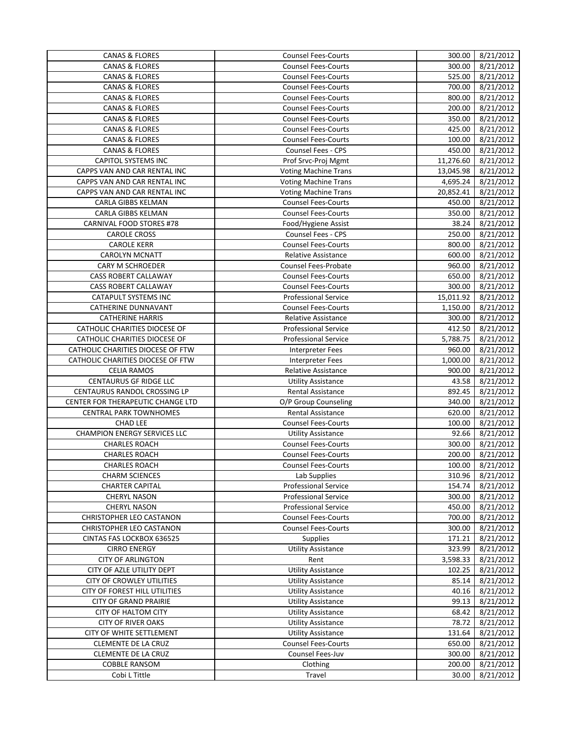| | | | |
|---|---|---|---|
| CANAS & FLORES | Counsel Fees-Courts | 300.00 | 8/21/2012 |
| CANAS & FLORES | Counsel Fees-Courts | 300.00 | 8/21/2012 |
| CANAS & FLORES | Counsel Fees-Courts | 525.00 | 8/21/2012 |
| CANAS & FLORES | Counsel Fees-Courts | 700.00 | 8/21/2012 |
| CANAS & FLORES | Counsel Fees-Courts | 800.00 | 8/21/2012 |
| CANAS & FLORES | Counsel Fees-Courts | 200.00 | 8/21/2012 |
| CANAS & FLORES | Counsel Fees-Courts | 350.00 | 8/21/2012 |
| CANAS & FLORES | Counsel Fees-Courts | 425.00 | 8/21/2012 |
| CANAS & FLORES | Counsel Fees-Courts | 100.00 | 8/21/2012 |
| CANAS & FLORES | Counsel Fees - CPS | 450.00 | 8/21/2012 |
| CAPITOL SYSTEMS INC | Prof Srvc-Proj Mgmt | 11,276.60 | 8/21/2012 |
| CAPPS VAN AND CAR RENTAL INC | Voting Machine Trans | 13,045.98 | 8/21/2012 |
| CAPPS VAN AND CAR RENTAL INC | Voting Machine Trans | 4,695.24 | 8/21/2012 |
| CAPPS VAN AND CAR RENTAL INC | Voting Machine Trans | 20,852.41 | 8/21/2012 |
| CARLA GIBBS KELMAN | Counsel Fees-Courts | 450.00 | 8/21/2012 |
| CARLA GIBBS KELMAN | Counsel Fees-Courts | 350.00 | 8/21/2012 |
| CARNIVAL FOOD STORES #78 | Food/Hygiene Assist | 38.24 | 8/21/2012 |
| CAROLE CROSS | Counsel Fees - CPS | 250.00 | 8/21/2012 |
| CAROLE KERR | Counsel Fees-Courts | 800.00 | 8/21/2012 |
| CAROLYN MCNATT | Relative Assistance | 600.00 | 8/21/2012 |
| CARY M SCHROEDER | Counsel Fees-Probate | 960.00 | 8/21/2012 |
| CASS ROBERT CALLAWAY | Counsel Fees-Courts | 650.00 | 8/21/2012 |
| CASS ROBERT CALLAWAY | Counsel Fees-Courts | 300.00 | 8/21/2012 |
| CATAPULT SYSTEMS INC | Professional Service | 15,011.92 | 8/21/2012 |
| CATHERINE DUNNAVANT | Counsel Fees-Courts | 1,150.00 | 8/21/2012 |
| CATHERINE HARRIS | Relative Assistance | 300.00 | 8/21/2012 |
| CATHOLIC CHARITIES DIOCESE OF | Professional Service | 412.50 | 8/21/2012 |
| CATHOLIC CHARITIES DIOCESE OF | Professional Service | 5,788.75 | 8/21/2012 |
| CATHOLIC CHARITIES DIOCESE OF FTW | Interpreter Fees | 960.00 | 8/21/2012 |
| CATHOLIC CHARITIES DIOCESE OF FTW | Interpreter Fees | 1,000.00 | 8/21/2012 |
| CELIA RAMOS | Relative Assistance | 900.00 | 8/21/2012 |
| CENTAURUS GF RIDGE LLC | Utility Assistance | 43.58 | 8/21/2012 |
| CENTAURUS RANDOL CROSSING LP | Rental Assistance | 892.45 | 8/21/2012 |
| CENTER FOR THERAPEUTIC CHANGE LTD | O/P Group Counseling | 340.00 | 8/21/2012 |
| CENTRAL PARK TOWNHOMES | Rental Assistance | 620.00 | 8/21/2012 |
| CHAD LEE | Counsel Fees-Courts | 100.00 | 8/21/2012 |
| CHAMPION ENERGY SERVICES LLC | Utility Assistance | 92.66 | 8/21/2012 |
| CHARLES ROACH | Counsel Fees-Courts | 300.00 | 8/21/2012 |
| CHARLES ROACH | Counsel Fees-Courts | 200.00 | 8/21/2012 |
| CHARLES ROACH | Counsel Fees-Courts | 100.00 | 8/21/2012 |
| CHARM SCIENCES | Lab Supplies | 310.96 | 8/21/2012 |
| CHARTER CAPITAL | Professional Service | 154.74 | 8/21/2012 |
| CHERYL NASON | Professional Service | 300.00 | 8/21/2012 |
| CHERYL NASON | Professional Service | 450.00 | 8/21/2012 |
| CHRISTOPHER LEO CASTANON | Counsel Fees-Courts | 700.00 | 8/21/2012 |
| CHRISTOPHER LEO CASTANON | Counsel Fees-Courts | 300.00 | 8/21/2012 |
| CINTAS FAS LOCKBOX 636525 | Supplies | 171.21 | 8/21/2012 |
| CIRRO ENERGY | Utility Assistance | 323.99 | 8/21/2012 |
| CITY OF ARLINGTON | Rent | 3,598.33 | 8/21/2012 |
| CITY OF AZLE UTILITY DEPT | Utility Assistance | 102.25 | 8/21/2012 |
| CITY OF CROWLEY UTILITIES | Utility Assistance | 85.14 | 8/21/2012 |
| CITY OF FOREST HILL UTILITIES | Utility Assistance | 40.16 | 8/21/2012 |
| CITY OF GRAND PRAIRIE | Utility Assistance | 99.13 | 8/21/2012 |
| CITY OF HALTOM CITY | Utility Assistance | 68.42 | 8/21/2012 |
| CITY OF RIVER OAKS | Utility Assistance | 78.72 | 8/21/2012 |
| CITY OF WHITE SETTLEMENT | Utility Assistance | 131.64 | 8/21/2012 |
| CLEMENTE DE LA CRUZ | Counsel Fees-Courts | 650.00 | 8/21/2012 |
| CLEMENTE DE LA CRUZ | Counsel Fees-Juv | 300.00 | 8/21/2012 |
| COBBLE RANSOM | Clothing | 200.00 | 8/21/2012 |
| Cobi L Tittle | Travel | 30.00 | 8/21/2012 |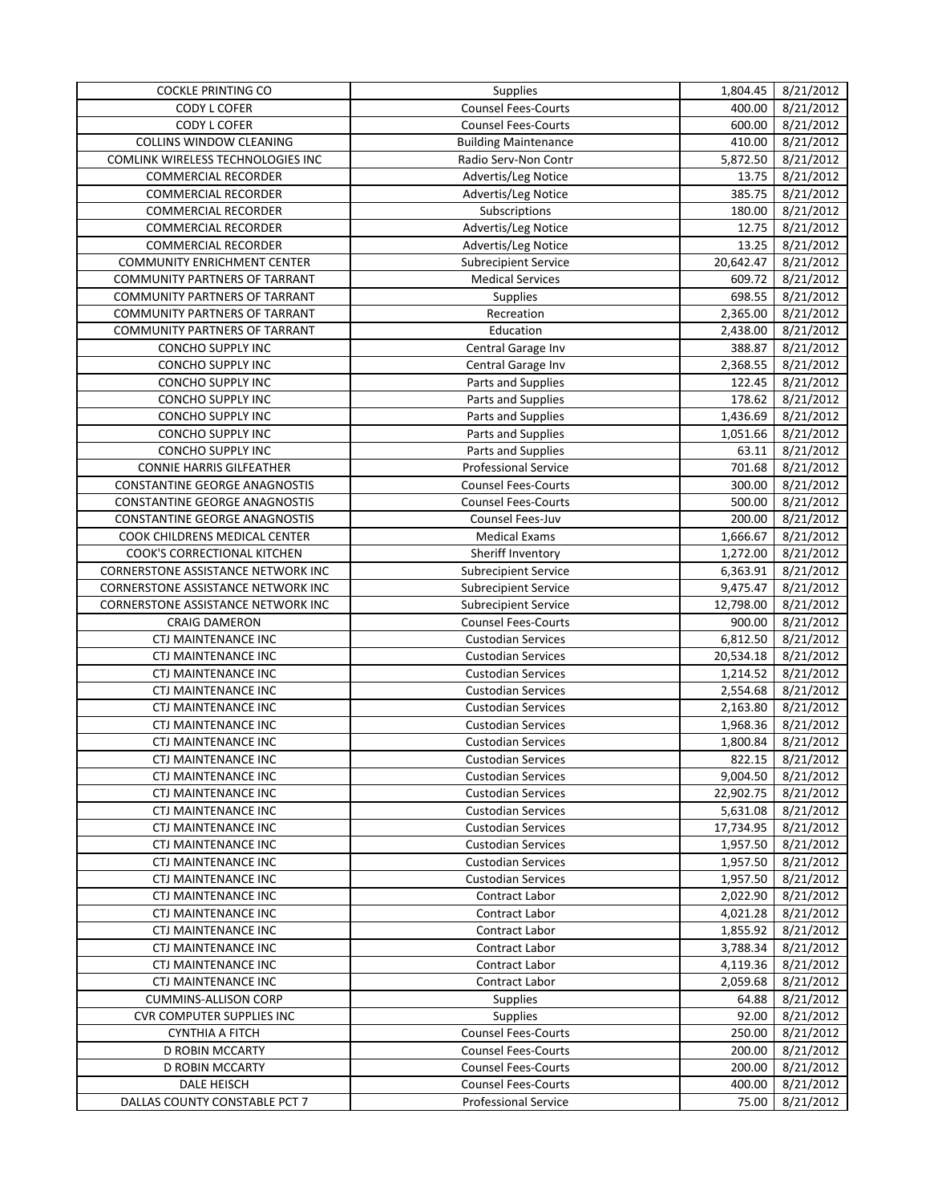| | | | |
|---|---|---|---|
| COCKLE PRINTING CO | Supplies | 1,804.45 | 8/21/2012 |
| CODY L COFER | Counsel Fees-Courts | 400.00 | 8/21/2012 |
| CODY L COFER | Counsel Fees-Courts | 600.00 | 8/21/2012 |
| COLLINS WINDOW CLEANING | Building Maintenance | 410.00 | 8/21/2012 |
| COMLINK WIRELESS TECHNOLOGIES INC | Radio Serv-Non Contr | 5,872.50 | 8/21/2012 |
| COMMERCIAL RECORDER | Advertis/Leg Notice | 13.75 | 8/21/2012 |
| COMMERCIAL RECORDER | Advertis/Leg Notice | 385.75 | 8/21/2012 |
| COMMERCIAL RECORDER | Subscriptions | 180.00 | 8/21/2012 |
| COMMERCIAL RECORDER | Advertis/Leg Notice | 12.75 | 8/21/2012 |
| COMMERCIAL RECORDER | Advertis/Leg Notice | 13.25 | 8/21/2012 |
| COMMUNITY ENRICHMENT CENTER | Subrecipient Service | 20,642.47 | 8/21/2012 |
| COMMUNITY PARTNERS OF TARRANT | Medical Services | 609.72 | 8/21/2012 |
| COMMUNITY PARTNERS OF TARRANT | Supplies | 698.55 | 8/21/2012 |
| COMMUNITY PARTNERS OF TARRANT | Recreation | 2,365.00 | 8/21/2012 |
| COMMUNITY PARTNERS OF TARRANT | Education | 2,438.00 | 8/21/2012 |
| CONCHO SUPPLY INC | Central Garage Inv | 388.87 | 8/21/2012 |
| CONCHO SUPPLY INC | Central Garage Inv | 2,368.55 | 8/21/2012 |
| CONCHO SUPPLY INC | Parts and Supplies | 122.45 | 8/21/2012 |
| CONCHO SUPPLY INC | Parts and Supplies | 178.62 | 8/21/2012 |
| CONCHO SUPPLY INC | Parts and Supplies | 1,436.69 | 8/21/2012 |
| CONCHO SUPPLY INC | Parts and Supplies | 1,051.66 | 8/21/2012 |
| CONCHO SUPPLY INC | Parts and Supplies | 63.11 | 8/21/2012 |
| CONNIE HARRIS GILFEATHER | Professional Service | 701.68 | 8/21/2012 |
| CONSTANTINE GEORGE ANAGNOSTIS | Counsel Fees-Courts | 300.00 | 8/21/2012 |
| CONSTANTINE GEORGE ANAGNOSTIS | Counsel Fees-Courts | 500.00 | 8/21/2012 |
| CONSTANTINE GEORGE ANAGNOSTIS | Counsel Fees-Juv | 200.00 | 8/21/2012 |
| COOK CHILDRENS MEDICAL CENTER | Medical Exams | 1,666.67 | 8/21/2012 |
| COOK'S CORRECTIONAL KITCHEN | Sheriff Inventory | 1,272.00 | 8/21/2012 |
| CORNERSTONE ASSISTANCE NETWORK INC | Subrecipient Service | 6,363.91 | 8/21/2012 |
| CORNERSTONE ASSISTANCE NETWORK INC | Subrecipient Service | 9,475.47 | 8/21/2012 |
| CORNERSTONE ASSISTANCE NETWORK INC | Subrecipient Service | 12,798.00 | 8/21/2012 |
| CRAIG DAMERON | Counsel Fees-Courts | 900.00 | 8/21/2012 |
| CTJ MAINTENANCE INC | Custodian Services | 6,812.50 | 8/21/2012 |
| CTJ MAINTENANCE INC | Custodian Services | 20,534.18 | 8/21/2012 |
| CTJ MAINTENANCE INC | Custodian Services | 1,214.52 | 8/21/2012 |
| CTJ MAINTENANCE INC | Custodian Services | 2,554.68 | 8/21/2012 |
| CTJ MAINTENANCE INC | Custodian Services | 2,163.80 | 8/21/2012 |
| CTJ MAINTENANCE INC | Custodian Services | 1,968.36 | 8/21/2012 |
| CTJ MAINTENANCE INC | Custodian Services | 1,800.84 | 8/21/2012 |
| CTJ MAINTENANCE INC | Custodian Services | 822.15 | 8/21/2012 |
| CTJ MAINTENANCE INC | Custodian Services | 9,004.50 | 8/21/2012 |
| CTJ MAINTENANCE INC | Custodian Services | 22,902.75 | 8/21/2012 |
| CTJ MAINTENANCE INC | Custodian Services | 5,631.08 | 8/21/2012 |
| CTJ MAINTENANCE INC | Custodian Services | 17,734.95 | 8/21/2012 |
| CTJ MAINTENANCE INC | Custodian Services | 1,957.50 | 8/21/2012 |
| CTJ MAINTENANCE INC | Custodian Services | 1,957.50 | 8/21/2012 |
| CTJ MAINTENANCE INC | Custodian Services | 1,957.50 | 8/21/2012 |
| CTJ MAINTENANCE INC | Contract Labor | 2,022.90 | 8/21/2012 |
| CTJ MAINTENANCE INC | Contract Labor | 4,021.28 | 8/21/2012 |
| CTJ MAINTENANCE INC | Contract Labor | 1,855.92 | 8/21/2012 |
| CTJ MAINTENANCE INC | Contract Labor | 3,788.34 | 8/21/2012 |
| CTJ MAINTENANCE INC | Contract Labor | 4,119.36 | 8/21/2012 |
| CTJ MAINTENANCE INC | Contract Labor | 2,059.68 | 8/21/2012 |
| CUMMINS-ALLISON CORP | Supplies | 64.88 | 8/21/2012 |
| CVR COMPUTER SUPPLIES INC | Supplies | 92.00 | 8/21/2012 |
| CYNTHIA A FITCH | Counsel Fees-Courts | 250.00 | 8/21/2012 |
| D ROBIN MCCARTY | Counsel Fees-Courts | 200.00 | 8/21/2012 |
| D ROBIN MCCARTY | Counsel Fees-Courts | 200.00 | 8/21/2012 |
| DALE HEISCH | Counsel Fees-Courts | 400.00 | 8/21/2012 |
| DALLAS COUNTY CONSTABLE PCT 7 | Professional Service | 75.00 | 8/21/2012 |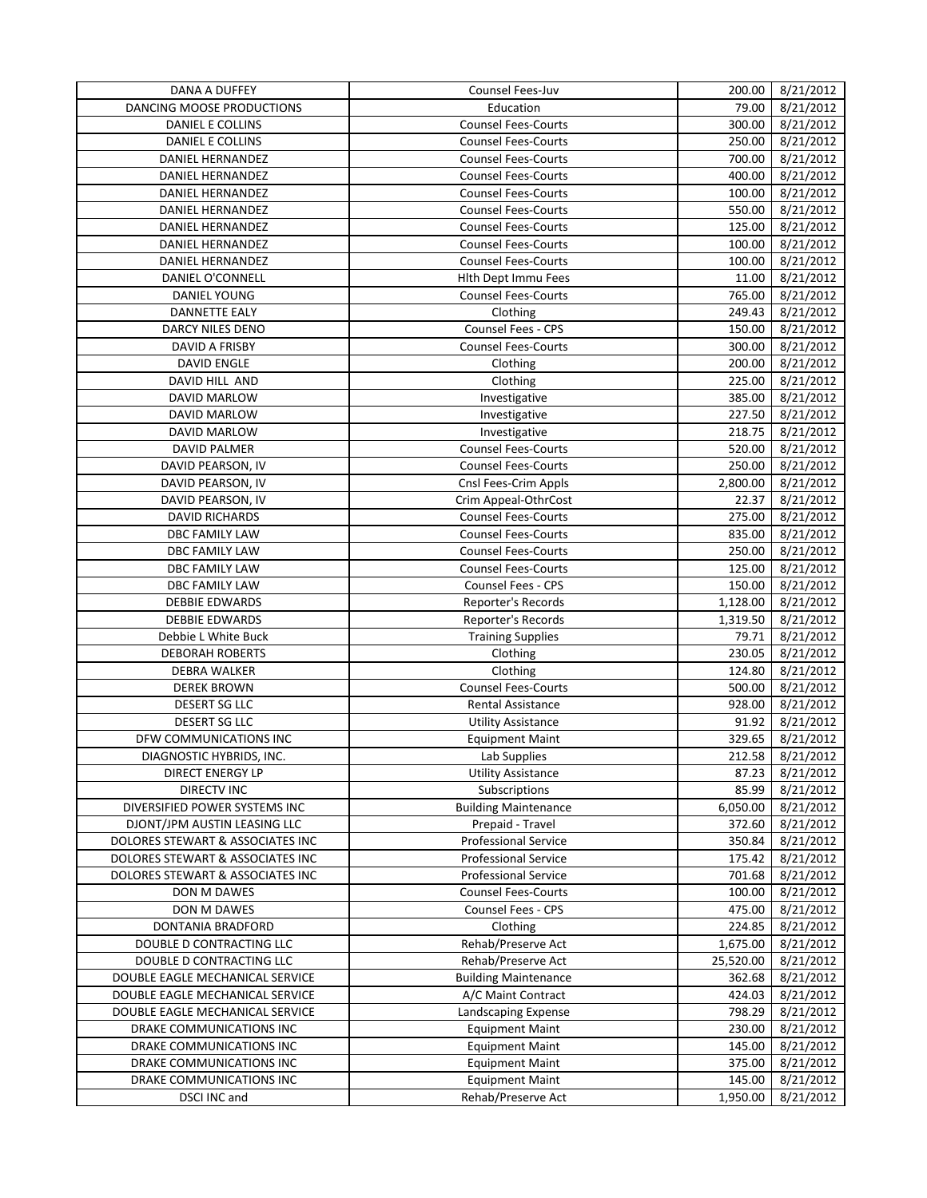| DANA A DUFFEY | Counsel Fees-Juv | 200.00 | 8/21/2012 |
|---|---|---|---|
| DANCING MOOSE PRODUCTIONS | Education | 79.00 | 8/21/2012 |
| DANIEL E COLLINS | Counsel Fees-Courts | 300.00 | 8/21/2012 |
| DANIEL E COLLINS | Counsel Fees-Courts | 250.00 | 8/21/2012 |
| DANIEL HERNANDEZ | Counsel Fees-Courts | 700.00 | 8/21/2012 |
| DANIEL HERNANDEZ | Counsel Fees-Courts | 400.00 | 8/21/2012 |
| DANIEL HERNANDEZ | Counsel Fees-Courts | 100.00 | 8/21/2012 |
| DANIEL HERNANDEZ | Counsel Fees-Courts | 550.00 | 8/21/2012 |
| DANIEL HERNANDEZ | Counsel Fees-Courts | 125.00 | 8/21/2012 |
| DANIEL HERNANDEZ | Counsel Fees-Courts | 100.00 | 8/21/2012 |
| DANIEL HERNANDEZ | Counsel Fees-Courts | 100.00 | 8/21/2012 |
| DANIEL O'CONNELL | Hlth Dept Immu Fees | 11.00 | 8/21/2012 |
| DANIEL YOUNG | Counsel Fees-Courts | 765.00 | 8/21/2012 |
| DANNETTE EALY | Clothing | 249.43 | 8/21/2012 |
| DARCY NILES DENO | Counsel Fees - CPS | 150.00 | 8/21/2012 |
| DAVID A FRISBY | Counsel Fees-Courts | 300.00 | 8/21/2012 |
| DAVID ENGLE | Clothing | 200.00 | 8/21/2012 |
| DAVID HILL AND | Clothing | 225.00 | 8/21/2012 |
| DAVID MARLOW | Investigative | 385.00 | 8/21/2012 |
| DAVID MARLOW | Investigative | 227.50 | 8/21/2012 |
| DAVID MARLOW | Investigative | 218.75 | 8/21/2012 |
| DAVID PALMER | Counsel Fees-Courts | 520.00 | 8/21/2012 |
| DAVID PEARSON, IV | Counsel Fees-Courts | 250.00 | 8/21/2012 |
| DAVID PEARSON, IV | Cnsl Fees-Crim Appls | 2,800.00 | 8/21/2012 |
| DAVID PEARSON, IV | Crim Appeal-OthrCost | 22.37 | 8/21/2012 |
| DAVID RICHARDS | Counsel Fees-Courts | 275.00 | 8/21/2012 |
| DBC FAMILY LAW | Counsel Fees-Courts | 835.00 | 8/21/2012 |
| DBC FAMILY LAW | Counsel Fees-Courts | 250.00 | 8/21/2012 |
| DBC FAMILY LAW | Counsel Fees-Courts | 125.00 | 8/21/2012 |
| DBC FAMILY LAW | Counsel Fees - CPS | 150.00 | 8/21/2012 |
| DEBBIE EDWARDS | Reporter's Records | 1,128.00 | 8/21/2012 |
| DEBBIE EDWARDS | Reporter's Records | 1,319.50 | 8/21/2012 |
| Debbie L White Buck | Training Supplies | 79.71 | 8/21/2012 |
| DEBORAH ROBERTS | Clothing | 230.05 | 8/21/2012 |
| DEBRA WALKER | Clothing | 124.80 | 8/21/2012 |
| DEREK BROWN | Counsel Fees-Courts | 500.00 | 8/21/2012 |
| DESERT SG LLC | Rental Assistance | 928.00 | 8/21/2012 |
| DESERT SG LLC | Utility Assistance | 91.92 | 8/21/2012 |
| DFW COMMUNICATIONS INC | Equipment Maint | 329.65 | 8/21/2012 |
| DIAGNOSTIC HYBRIDS, INC. | Lab Supplies | 212.58 | 8/21/2012 |
| DIRECT ENERGY LP | Utility Assistance | 87.23 | 8/21/2012 |
| DIRECTV INC | Subscriptions | 85.99 | 8/21/2012 |
| DIVERSIFIED POWER SYSTEMS INC | Building Maintenance | 6,050.00 | 8/21/2012 |
| DJONT/JPM AUSTIN LEASING LLC | Prepaid - Travel | 372.60 | 8/21/2012 |
| DOLORES STEWART & ASSOCIATES INC | Professional Service | 350.84 | 8/21/2012 |
| DOLORES STEWART & ASSOCIATES INC | Professional Service | 175.42 | 8/21/2012 |
| DOLORES STEWART & ASSOCIATES INC | Professional Service | 701.68 | 8/21/2012 |
| DON M DAWES | Counsel Fees-Courts | 100.00 | 8/21/2012 |
| DON M DAWES | Counsel Fees - CPS | 475.00 | 8/21/2012 |
| DONTANIA BRADFORD | Clothing | 224.85 | 8/21/2012 |
| DOUBLE D CONTRACTING LLC | Rehab/Preserve Act | 1,675.00 | 8/21/2012 |
| DOUBLE D CONTRACTING LLC | Rehab/Preserve Act | 25,520.00 | 8/21/2012 |
| DOUBLE EAGLE MECHANICAL SERVICE | Building Maintenance | 362.68 | 8/21/2012 |
| DOUBLE EAGLE MECHANICAL SERVICE | A/C Maint Contract | 424.03 | 8/21/2012 |
| DOUBLE EAGLE MECHANICAL SERVICE | Landscaping Expense | 798.29 | 8/21/2012 |
| DRAKE COMMUNICATIONS INC | Equipment Maint | 230.00 | 8/21/2012 |
| DRAKE COMMUNICATIONS INC | Equipment Maint | 145.00 | 8/21/2012 |
| DRAKE COMMUNICATIONS INC | Equipment Maint | 375.00 | 8/21/2012 |
| DRAKE COMMUNICATIONS INC | Equipment Maint | 145.00 | 8/21/2012 |
| DSCI INC and | Rehab/Preserve Act | 1,950.00 | 8/21/2012 |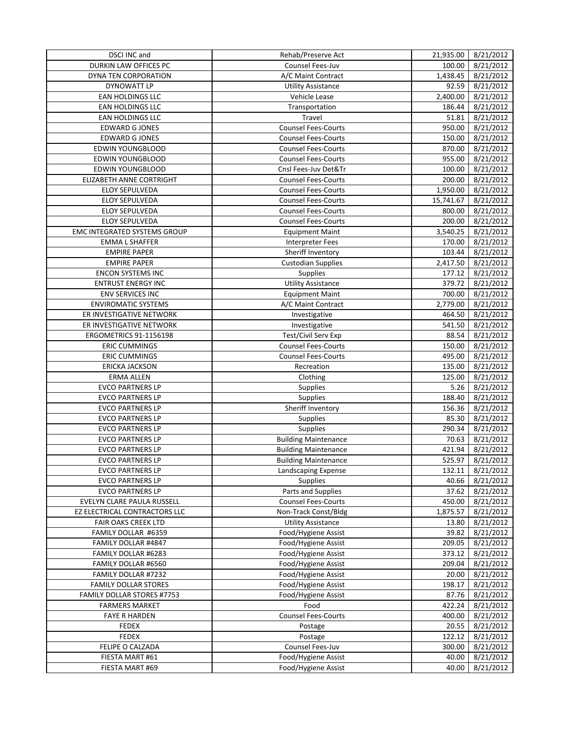| DSCI INC and | Rehab/Preserve Act | 21,935.00 | 8/21/2012 |
|---|---|---|---|
| DURKIN LAW OFFICES PC | Counsel Fees-Juv | 100.00 | 8/21/2012 |
| DYNA TEN CORPORATION | A/C Maint Contract | 1,438.45 | 8/21/2012 |
| DYNOWATT LP | Utility Assistance | 92.59 | 8/21/2012 |
| EAN HOLDINGS LLC | Vehicle Lease | 2,400.00 | 8/21/2012 |
| EAN HOLDINGS LLC | Transportation | 186.44 | 8/21/2012 |
| EAN HOLDINGS LLC | Travel | 51.81 | 8/21/2012 |
| EDWARD G JONES | Counsel Fees-Courts | 950.00 | 8/21/2012 |
| EDWARD G JONES | Counsel Fees-Courts | 150.00 | 8/21/2012 |
| EDWIN YOUNGBLOOD | Counsel Fees-Courts | 870.00 | 8/21/2012 |
| EDWIN YOUNGBLOOD | Counsel Fees-Courts | 955.00 | 8/21/2012 |
| EDWIN YOUNGBLOOD | Cnsl Fees-Juv Det&Tr | 100.00 | 8/21/2012 |
| ELIZABETH ANNE CORTRIGHT | Counsel Fees-Courts | 200.00 | 8/21/2012 |
| ELOY SEPULVEDA | Counsel Fees-Courts | 1,950.00 | 8/21/2012 |
| ELOY SEPULVEDA | Counsel Fees-Courts | 15,741.67 | 8/21/2012 |
| ELOY SEPULVEDA | Counsel Fees-Courts | 800.00 | 8/21/2012 |
| ELOY SEPULVEDA | Counsel Fees-Courts | 200.00 | 8/21/2012 |
| EMC INTEGRATED SYSTEMS GROUP | Equipment Maint | 3,540.25 | 8/21/2012 |
| EMMA L SHAFFER | Interpreter Fees | 170.00 | 8/21/2012 |
| EMPIRE PAPER | Sheriff Inventory | 103.44 | 8/21/2012 |
| EMPIRE PAPER | Custodian Supplies | 2,417.50 | 8/21/2012 |
| ENCON SYSTEMS INC | Supplies | 177.12 | 8/21/2012 |
| ENTRUST ENERGY INC | Utility Assistance | 379.72 | 8/21/2012 |
| ENV SERVICES INC | Equipment Maint | 700.00 | 8/21/2012 |
| ENVIROMATIC SYSTEMS | A/C Maint Contract | 2,779.00 | 8/21/2012 |
| ER INVESTIGATIVE NETWORK | Investigative | 464.50 | 8/21/2012 |
| ER INVESTIGATIVE NETWORK | Investigative | 541.50 | 8/21/2012 |
| ERGOMETRICS 91-1156198 | Test/Civil Serv Exp | 88.54 | 8/21/2012 |
| ERIC CUMMINGS | Counsel Fees-Courts | 150.00 | 8/21/2012 |
| ERIC CUMMINGS | Counsel Fees-Courts | 495.00 | 8/21/2012 |
| ERICKA JACKSON | Recreation | 135.00 | 8/21/2012 |
| ERMA ALLEN | Clothing | 125.00 | 8/21/2012 |
| EVCO PARTNERS LP | Supplies | 5.26 | 8/21/2012 |
| EVCO PARTNERS LP | Supplies | 188.40 | 8/21/2012 |
| EVCO PARTNERS LP | Sheriff Inventory | 156.36 | 8/21/2012 |
| EVCO PARTNERS LP | Supplies | 85.30 | 8/21/2012 |
| EVCO PARTNERS LP | Supplies | 290.34 | 8/21/2012 |
| EVCO PARTNERS LP | Building Maintenance | 70.63 | 8/21/2012 |
| EVCO PARTNERS LP | Building Maintenance | 421.94 | 8/21/2012 |
| EVCO PARTNERS LP | Building Maintenance | 525.97 | 8/21/2012 |
| EVCO PARTNERS LP | Landscaping Expense | 132.11 | 8/21/2012 |
| EVCO PARTNERS LP | Supplies | 40.66 | 8/21/2012 |
| EVCO PARTNERS LP | Parts and Supplies | 37.62 | 8/21/2012 |
| EVELYN CLARE PAULA RUSSELL | Counsel Fees-Courts | 450.00 | 8/21/2012 |
| EZ ELECTRICAL CONTRACTORS LLC | Non-Track Const/Bldg | 1,875.57 | 8/21/2012 |
| FAIR OAKS CREEK LTD | Utility Assistance | 13.80 | 8/21/2012 |
| FAMILY DOLLAR #6359 | Food/Hygiene Assist | 39.82 | 8/21/2012 |
| FAMILY DOLLAR #4847 | Food/Hygiene Assist | 209.05 | 8/21/2012 |
| FAMILY DOLLAR #6283 | Food/Hygiene Assist | 373.12 | 8/21/2012 |
| FAMILY DOLLAR #6560 | Food/Hygiene Assist | 209.04 | 8/21/2012 |
| FAMILY DOLLAR #7232 | Food/Hygiene Assist | 20.00 | 8/21/2012 |
| FAMILY DOLLAR STORES | Food/Hygiene Assist | 198.17 | 8/21/2012 |
| FAMILY DOLLAR STORES #7753 | Food/Hygiene Assist | 87.76 | 8/21/2012 |
| FARMERS MARKET | Food | 422.24 | 8/21/2012 |
| FAYE R HARDEN | Counsel Fees-Courts | 400.00 | 8/21/2012 |
| FEDEX | Postage | 20.55 | 8/21/2012 |
| FEDEX | Postage | 122.12 | 8/21/2012 |
| FELIPE O CALZADA | Counsel Fees-Juv | 300.00 | 8/21/2012 |
| FIESTA MART #61 | Food/Hygiene Assist | 40.00 | 8/21/2012 |
| FIESTA MART #69 | Food/Hygiene Assist | 40.00 | 8/21/2012 |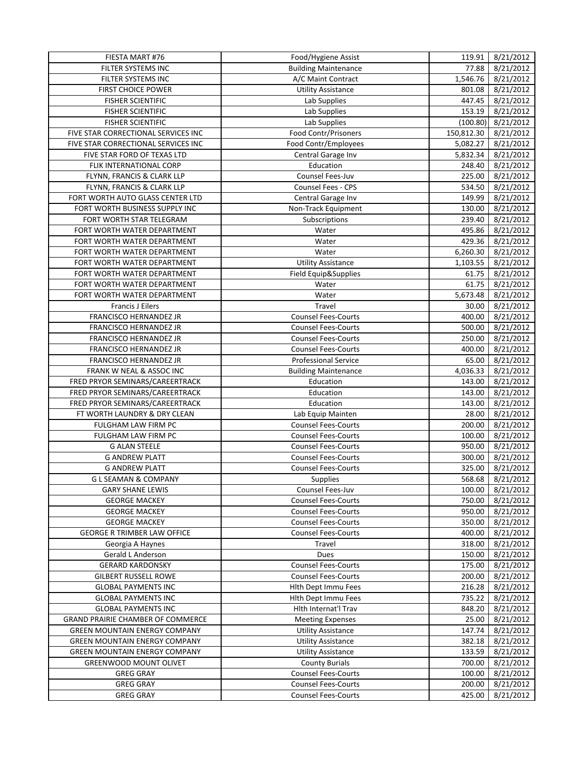| | | | |
|---|---|---|---|
| FIESTA MART #76 | Food/Hygiene Assist | 119.91 | 8/21/2012 |
| FILTER SYSTEMS INC | Building Maintenance | 77.88 | 8/21/2012 |
| FILTER SYSTEMS INC | A/C Maint Contract | 1,546.76 | 8/21/2012 |
| FIRST CHOICE POWER | Utility Assistance | 801.08 | 8/21/2012 |
| FISHER SCIENTIFIC | Lab Supplies | 447.45 | 8/21/2012 |
| FISHER SCIENTIFIC | Lab Supplies | 153.19 | 8/21/2012 |
| FISHER SCIENTIFIC | Lab Supplies | (100.80) | 8/21/2012 |
| FIVE STAR CORRECTIONAL SERVICES INC | Food Contr/Prisoners | 150,812.30 | 8/21/2012 |
| FIVE STAR CORRECTIONAL SERVICES INC | Food Contr/Employees | 5,082.27 | 8/21/2012 |
| FIVE STAR FORD OF TEXAS LTD | Central Garage Inv | 5,832.34 | 8/21/2012 |
| FLIK INTERNATIONAL CORP | Education | 248.40 | 8/21/2012 |
| FLYNN, FRANCIS & CLARK LLP | Counsel Fees-Juv | 225.00 | 8/21/2012 |
| FLYNN, FRANCIS & CLARK LLP | Counsel Fees - CPS | 534.50 | 8/21/2012 |
| FORT WORTH AUTO GLASS CENTER LTD | Central Garage Inv | 149.99 | 8/21/2012 |
| FORT WORTH BUSINESS SUPPLY INC | Non-Track Equipment | 130.00 | 8/21/2012 |
| FORT WORTH STAR TELEGRAM | Subscriptions | 239.40 | 8/21/2012 |
| FORT WORTH WATER DEPARTMENT | Water | 495.86 | 8/21/2012 |
| FORT WORTH WATER DEPARTMENT | Water | 429.36 | 8/21/2012 |
| FORT WORTH WATER DEPARTMENT | Water | 6,260.30 | 8/21/2012 |
| FORT WORTH WATER DEPARTMENT | Utility Assistance | 1,103.55 | 8/21/2012 |
| FORT WORTH WATER DEPARTMENT | Field Equip&Supplies | 61.75 | 8/21/2012 |
| FORT WORTH WATER DEPARTMENT | Water | 61.75 | 8/21/2012 |
| FORT WORTH WATER DEPARTMENT | Water | 5,673.48 | 8/21/2012 |
| Francis J Eilers | Travel | 30.00 | 8/21/2012 |
| FRANCISCO HERNANDEZ JR | Counsel Fees-Courts | 400.00 | 8/21/2012 |
| FRANCISCO HERNANDEZ JR | Counsel Fees-Courts | 500.00 | 8/21/2012 |
| FRANCISCO HERNANDEZ JR | Counsel Fees-Courts | 250.00 | 8/21/2012 |
| FRANCISCO HERNANDEZ JR | Counsel Fees-Courts | 400.00 | 8/21/2012 |
| FRANCISCO HERNANDEZ JR | Professional Service | 65.00 | 8/21/2012 |
| FRANK W NEAL & ASSOC INC | Building Maintenance | 4,036.33 | 8/21/2012 |
| FRED PRYOR SEMINARS/CAREERTRACK | Education | 143.00 | 8/21/2012 |
| FRED PRYOR SEMINARS/CAREERTRACK | Education | 143.00 | 8/21/2012 |
| FRED PRYOR SEMINARS/CAREERTRACK | Education | 143.00 | 8/21/2012 |
| FT WORTH LAUNDRY & DRY CLEAN | Lab Equip Mainten | 28.00 | 8/21/2012 |
| FULGHAM LAW FIRM PC | Counsel Fees-Courts | 200.00 | 8/21/2012 |
| FULGHAM LAW FIRM PC | Counsel Fees-Courts | 100.00 | 8/21/2012 |
| G ALAN STEELE | Counsel Fees-Courts | 950.00 | 8/21/2012 |
| G ANDREW PLATT | Counsel Fees-Courts | 300.00 | 8/21/2012 |
| G ANDREW PLATT | Counsel Fees-Courts | 325.00 | 8/21/2012 |
| G L SEAMAN & COMPANY | Supplies | 568.68 | 8/21/2012 |
| GARY SHANE LEWIS | Counsel Fees-Juv | 100.00 | 8/21/2012 |
| GEORGE MACKEY | Counsel Fees-Courts | 750.00 | 8/21/2012 |
| GEORGE MACKEY | Counsel Fees-Courts | 950.00 | 8/21/2012 |
| GEORGE MACKEY | Counsel Fees-Courts | 350.00 | 8/21/2012 |
| GEORGE R TRIMBER LAW OFFICE | Counsel Fees-Courts | 400.00 | 8/21/2012 |
| Georgia A Haynes | Travel | 318.00 | 8/21/2012 |
| Gerald L Anderson | Dues | 150.00 | 8/21/2012 |
| GERARD KARDONSKY | Counsel Fees-Courts | 175.00 | 8/21/2012 |
| GILBERT RUSSELL ROWE | Counsel Fees-Courts | 200.00 | 8/21/2012 |
| GLOBAL PAYMENTS INC | Hlth Dept Immu Fees | 216.28 | 8/21/2012 |
| GLOBAL PAYMENTS INC | Hlth Dept Immu Fees | 735.22 | 8/21/2012 |
| GLOBAL PAYMENTS INC | Hlth Internat'l Trav | 848.20 | 8/21/2012 |
| GRAND PRAIRIE CHAMBER OF COMMERCE | Meeting Expenses | 25.00 | 8/21/2012 |
| GREEN MOUNTAIN ENERGY COMPANY | Utility Assistance | 147.74 | 8/21/2012 |
| GREEN MOUNTAIN ENERGY COMPANY | Utility Assistance | 382.18 | 8/21/2012 |
| GREEN MOUNTAIN ENERGY COMPANY | Utility Assistance | 133.59 | 8/21/2012 |
| GREENWOOD MOUNT OLIVET | County Burials | 700.00 | 8/21/2012 |
| GREG GRAY | Counsel Fees-Courts | 100.00 | 8/21/2012 |
| GREG GRAY | Counsel Fees-Courts | 200.00 | 8/21/2012 |
| GREG GRAY | Counsel Fees-Courts | 425.00 | 8/21/2012 |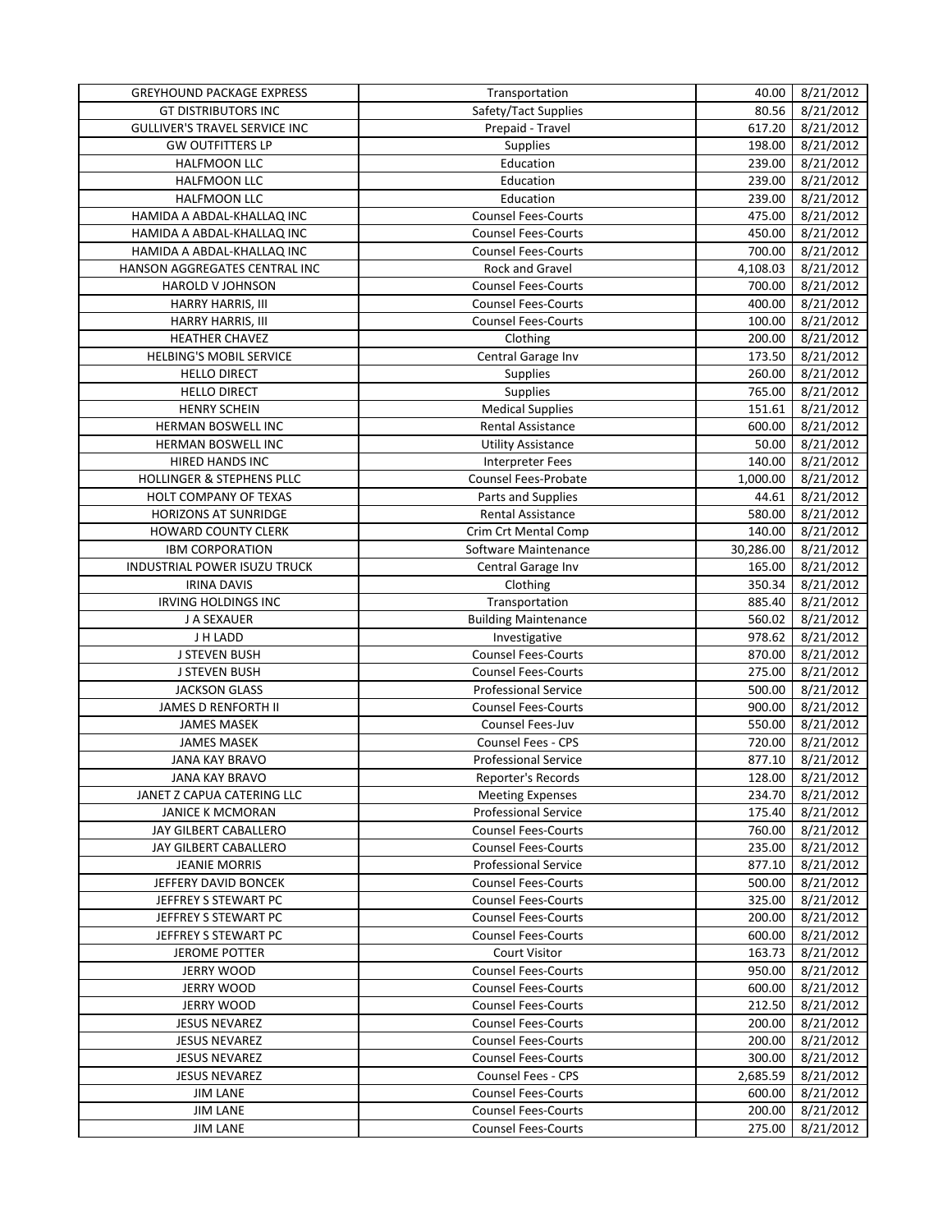| GREYHOUND PACKAGE EXPRESS | Transportation | 40.00 | 8/21/2012 |
|---|---|---|---|
| GT DISTRIBUTORS INC | Safety/Tact Supplies | 80.56 | 8/21/2012 |
| GULLIVER'S TRAVEL SERVICE INC | Prepaid - Travel | 617.20 | 8/21/2012 |
| GW OUTFITTERS LP | Supplies | 198.00 | 8/21/2012 |
| HALFMOON LLC | Education | 239.00 | 8/21/2012 |
| HALFMOON LLC | Education | 239.00 | 8/21/2012 |
| HALFMOON LLC | Education | 239.00 | 8/21/2012 |
| HAMIDA A ABDAL-KHALLAQ INC | Counsel Fees-Courts | 475.00 | 8/21/2012 |
| HAMIDA A ABDAL-KHALLAQ INC | Counsel Fees-Courts | 450.00 | 8/21/2012 |
| HAMIDA A ABDAL-KHALLAQ INC | Counsel Fees-Courts | 700.00 | 8/21/2012 |
| HANSON AGGREGATES CENTRAL INC | Rock and Gravel | 4,108.03 | 8/21/2012 |
| HAROLD V JOHNSON | Counsel Fees-Courts | 700.00 | 8/21/2012 |
| HARRY HARRIS, III | Counsel Fees-Courts | 400.00 | 8/21/2012 |
| HARRY HARRIS, III | Counsel Fees-Courts | 100.00 | 8/21/2012 |
| HEATHER CHAVEZ | Clothing | 200.00 | 8/21/2012 |
| HELBING'S MOBIL SERVICE | Central Garage Inv | 173.50 | 8/21/2012 |
| HELLO DIRECT | Supplies | 260.00 | 8/21/2012 |
| HELLO DIRECT | Supplies | 765.00 | 8/21/2012 |
| HENRY SCHEIN | Medical Supplies | 151.61 | 8/21/2012 |
| HERMAN BOSWELL INC | Rental Assistance | 600.00 | 8/21/2012 |
| HERMAN BOSWELL INC | Utility Assistance | 50.00 | 8/21/2012 |
| HIRED HANDS INC | Interpreter Fees | 140.00 | 8/21/2012 |
| HOLLINGER & STEPHENS PLLC | Counsel Fees-Probate | 1,000.00 | 8/21/2012 |
| HOLT COMPANY OF TEXAS | Parts and Supplies | 44.61 | 8/21/2012 |
| HORIZONS AT SUNRIDGE | Rental Assistance | 580.00 | 8/21/2012 |
| HOWARD COUNTY CLERK | Crim Crt Mental Comp | 140.00 | 8/21/2012 |
| IBM CORPORATION | Software Maintenance | 30,286.00 | 8/21/2012 |
| INDUSTRIAL POWER ISUZU TRUCK | Central Garage Inv | 165.00 | 8/21/2012 |
| IRINA DAVIS | Clothing | 350.34 | 8/21/2012 |
| IRVING HOLDINGS INC | Transportation | 885.40 | 8/21/2012 |
| J A SEXAUER | Building Maintenance | 560.02 | 8/21/2012 |
| J H LADD | Investigative | 978.62 | 8/21/2012 |
| J STEVEN BUSH | Counsel Fees-Courts | 870.00 | 8/21/2012 |
| J STEVEN BUSH | Counsel Fees-Courts | 275.00 | 8/21/2012 |
| JACKSON GLASS | Professional Service | 500.00 | 8/21/2012 |
| JAMES D RENFORTH II | Counsel Fees-Courts | 900.00 | 8/21/2012 |
| JAMES MASEK | Counsel Fees-Juv | 550.00 | 8/21/2012 |
| JAMES MASEK | Counsel Fees - CPS | 720.00 | 8/21/2012 |
| JANA KAY BRAVO | Professional Service | 877.10 | 8/21/2012 |
| JANA KAY BRAVO | Reporter's Records | 128.00 | 8/21/2012 |
| JANET Z CAPUA CATERING LLC | Meeting Expenses | 234.70 | 8/21/2012 |
| JANICE K MCMORAN | Professional Service | 175.40 | 8/21/2012 |
| JAY GILBERT CABALLERO | Counsel Fees-Courts | 760.00 | 8/21/2012 |
| JAY GILBERT CABALLERO | Counsel Fees-Courts | 235.00 | 8/21/2012 |
| JEANIE MORRIS | Professional Service | 877.10 | 8/21/2012 |
| JEFFERY DAVID BONCEK | Counsel Fees-Courts | 500.00 | 8/21/2012 |
| JEFFREY S STEWART PC | Counsel Fees-Courts | 325.00 | 8/21/2012 |
| JEFFREY S STEWART PC | Counsel Fees-Courts | 200.00 | 8/21/2012 |
| JEFFREY S STEWART PC | Counsel Fees-Courts | 600.00 | 8/21/2012 |
| JEROME POTTER | Court Visitor | 163.73 | 8/21/2012 |
| JERRY WOOD | Counsel Fees-Courts | 950.00 | 8/21/2012 |
| JERRY WOOD | Counsel Fees-Courts | 600.00 | 8/21/2012 |
| JERRY WOOD | Counsel Fees-Courts | 212.50 | 8/21/2012 |
| JESUS NEVAREZ | Counsel Fees-Courts | 200.00 | 8/21/2012 |
| JESUS NEVAREZ | Counsel Fees-Courts | 200.00 | 8/21/2012 |
| JESUS NEVAREZ | Counsel Fees-Courts | 300.00 | 8/21/2012 |
| JESUS NEVAREZ | Counsel Fees - CPS | 2,685.59 | 8/21/2012 |
| JIM LANE | Counsel Fees-Courts | 600.00 | 8/21/2012 |
| JIM LANE | Counsel Fees-Courts | 200.00 | 8/21/2012 |
| JIM LANE | Counsel Fees-Courts | 275.00 | 8/21/2012 |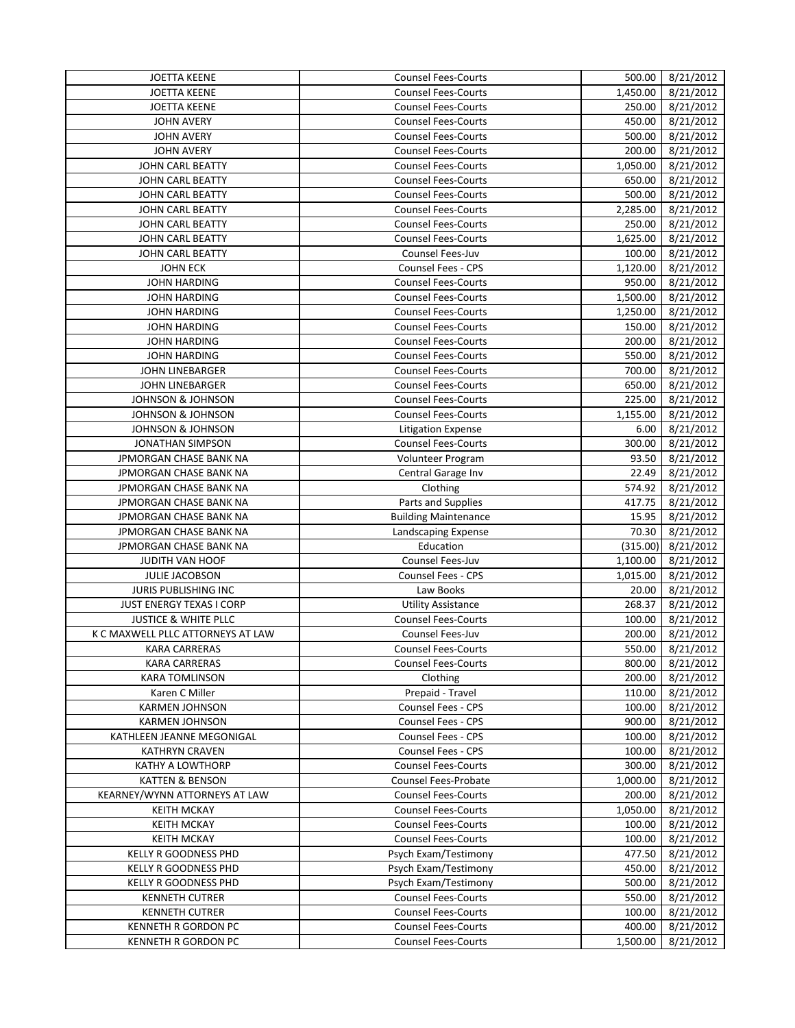| JOETTA KEENE | Counsel Fees-Courts | 500.00 | 8/21/2012 |
|---|---|---|---|
| JOETTA KEENE | Counsel Fees-Courts | 1,450.00 | 8/21/2012 |
| JOETTA KEENE | Counsel Fees-Courts | 250.00 | 8/21/2012 |
| JOHN AVERY | Counsel Fees-Courts | 450.00 | 8/21/2012 |
| JOHN AVERY | Counsel Fees-Courts | 500.00 | 8/21/2012 |
| JOHN AVERY | Counsel Fees-Courts | 200.00 | 8/21/2012 |
| JOHN CARL BEATTY | Counsel Fees-Courts | 1,050.00 | 8/21/2012 |
| JOHN CARL BEATTY | Counsel Fees-Courts | 650.00 | 8/21/2012 |
| JOHN CARL BEATTY | Counsel Fees-Courts | 500.00 | 8/21/2012 |
| JOHN CARL BEATTY | Counsel Fees-Courts | 2,285.00 | 8/21/2012 |
| JOHN CARL BEATTY | Counsel Fees-Courts | 250.00 | 8/21/2012 |
| JOHN CARL BEATTY | Counsel Fees-Courts | 1,625.00 | 8/21/2012 |
| JOHN CARL BEATTY | Counsel Fees-Juv | 100.00 | 8/21/2012 |
| JOHN ECK | Counsel Fees - CPS | 1,120.00 | 8/21/2012 |
| JOHN HARDING | Counsel Fees-Courts | 950.00 | 8/21/2012 |
| JOHN HARDING | Counsel Fees-Courts | 1,500.00 | 8/21/2012 |
| JOHN HARDING | Counsel Fees-Courts | 1,250.00 | 8/21/2012 |
| JOHN HARDING | Counsel Fees-Courts | 150.00 | 8/21/2012 |
| JOHN HARDING | Counsel Fees-Courts | 200.00 | 8/21/2012 |
| JOHN HARDING | Counsel Fees-Courts | 550.00 | 8/21/2012 |
| JOHN LINEBARGER | Counsel Fees-Courts | 700.00 | 8/21/2012 |
| JOHN LINEBARGER | Counsel Fees-Courts | 650.00 | 8/21/2012 |
| JOHNSON & JOHNSON | Counsel Fees-Courts | 225.00 | 8/21/2012 |
| JOHNSON & JOHNSON | Counsel Fees-Courts | 1,155.00 | 8/21/2012 |
| JOHNSON & JOHNSON | Litigation Expense | 6.00 | 8/21/2012 |
| JONATHAN SIMPSON | Counsel Fees-Courts | 300.00 | 8/21/2012 |
| JPMORGAN CHASE BANK NA | Volunteer Program | 93.50 | 8/21/2012 |
| JPMORGAN CHASE BANK NA | Central Garage Inv | 22.49 | 8/21/2012 |
| JPMORGAN CHASE BANK NA | Clothing | 574.92 | 8/21/2012 |
| JPMORGAN CHASE BANK NA | Parts and Supplies | 417.75 | 8/21/2012 |
| JPMORGAN CHASE BANK NA | Building Maintenance | 15.95 | 8/21/2012 |
| JPMORGAN CHASE BANK NA | Landscaping Expense | 70.30 | 8/21/2012 |
| JPMORGAN CHASE BANK NA | Education | (315.00) | 8/21/2012 |
| JUDITH VAN HOOF | Counsel Fees-Juv | 1,100.00 | 8/21/2012 |
| JULIE JACOBSON | Counsel Fees - CPS | 1,015.00 | 8/21/2012 |
| JURIS PUBLISHING INC | Law Books | 20.00 | 8/21/2012 |
| JUST ENERGY TEXAS I CORP | Utility Assistance | 268.37 | 8/21/2012 |
| JUSTICE & WHITE PLLC | Counsel Fees-Courts | 100.00 | 8/21/2012 |
| K C MAXWELL PLLC ATTORNEYS AT LAW | Counsel Fees-Juv | 200.00 | 8/21/2012 |
| KARA CARRERAS | Counsel Fees-Courts | 550.00 | 8/21/2012 |
| KARA CARRERAS | Counsel Fees-Courts | 800.00 | 8/21/2012 |
| KARA TOMLINSON | Clothing | 200.00 | 8/21/2012 |
| Karen C Miller | Prepaid - Travel | 110.00 | 8/21/2012 |
| KARMEN JOHNSON | Counsel Fees - CPS | 100.00 | 8/21/2012 |
| KARMEN JOHNSON | Counsel Fees - CPS | 900.00 | 8/21/2012 |
| KATHLEEN JEANNE MEGONIGAL | Counsel Fees - CPS | 100.00 | 8/21/2012 |
| KATHRYN CRAVEN | Counsel Fees - CPS | 100.00 | 8/21/2012 |
| KATHY A LOWTHORP | Counsel Fees-Courts | 300.00 | 8/21/2012 |
| KATTEN & BENSON | Counsel Fees-Probate | 1,000.00 | 8/21/2012 |
| KEARNEY/WYNN ATTORNEYS AT LAW | Counsel Fees-Courts | 200.00 | 8/21/2012 |
| KEITH MCKAY | Counsel Fees-Courts | 1,050.00 | 8/21/2012 |
| KEITH MCKAY | Counsel Fees-Courts | 100.00 | 8/21/2012 |
| KEITH MCKAY | Counsel Fees-Courts | 100.00 | 8/21/2012 |
| KELLY R GOODNESS PHD | Psych Exam/Testimony | 477.50 | 8/21/2012 |
| KELLY R GOODNESS PHD | Psych Exam/Testimony | 450.00 | 8/21/2012 |
| KELLY R GOODNESS PHD | Psych Exam/Testimony | 500.00 | 8/21/2012 |
| KENNETH CUTRER | Counsel Fees-Courts | 550.00 | 8/21/2012 |
| KENNETH CUTRER | Counsel Fees-Courts | 100.00 | 8/21/2012 |
| KENNETH R GORDON PC | Counsel Fees-Courts | 400.00 | 8/21/2012 |
| KENNETH R GORDON PC | Counsel Fees-Courts | 1,500.00 | 8/21/2012 |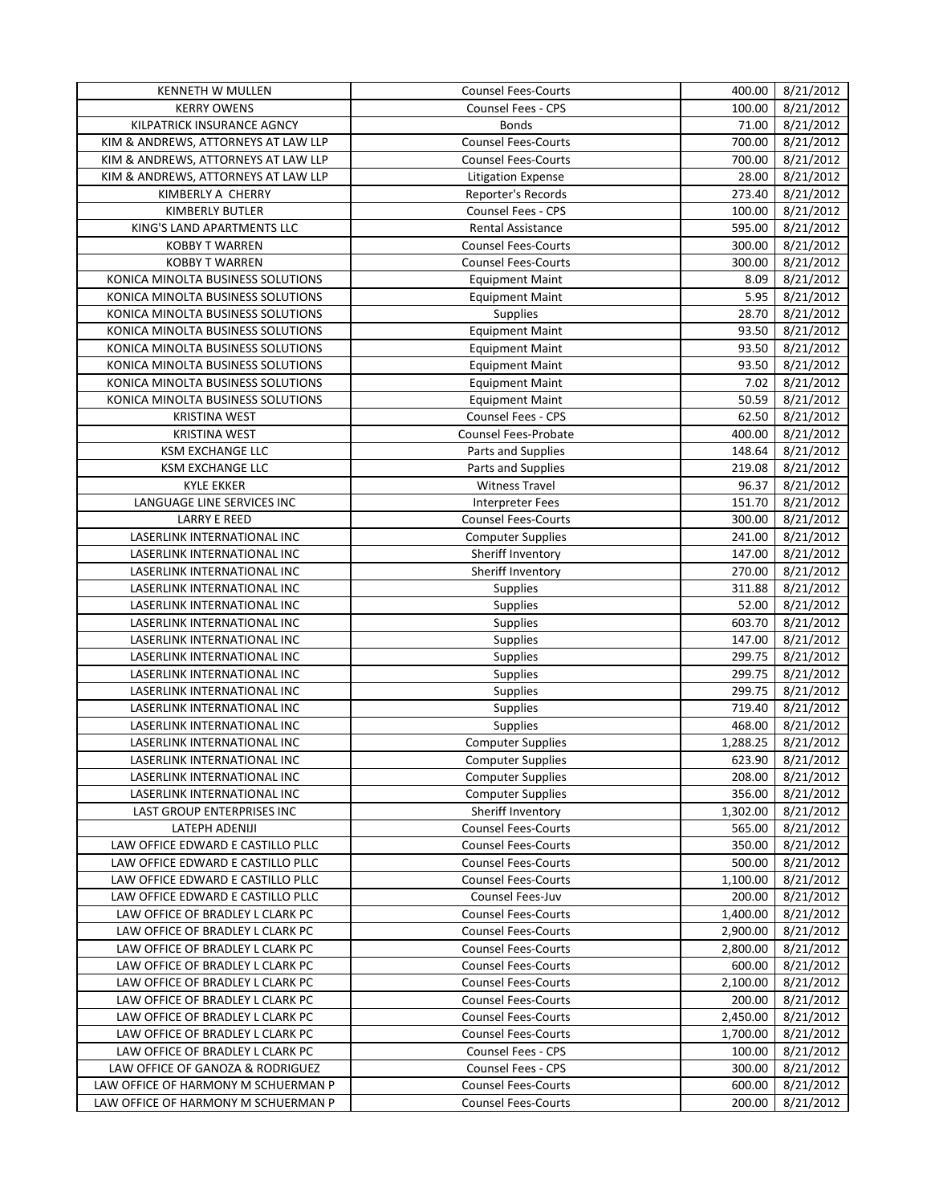| KENNETH W MULLEN | Counsel Fees-Courts | 400.00 | 8/21/2012 |
|---|---|---|---|
| KERRY OWENS | Counsel Fees - CPS | 100.00 | 8/21/2012 |
| KILPATRICK INSURANCE AGNCY | Bonds | 71.00 | 8/21/2012 |
| KIM & ANDREWS, ATTORNEYS AT LAW LLP | Counsel Fees-Courts | 700.00 | 8/21/2012 |
| KIM & ANDREWS, ATTORNEYS AT LAW LLP | Counsel Fees-Courts | 700.00 | 8/21/2012 |
| KIM & ANDREWS, ATTORNEYS AT LAW LLP | Litigation Expense | 28.00 | 8/21/2012 |
| KIMBERLY A CHERRY | Reporter's Records | 273.40 | 8/21/2012 |
| KIMBERLY BUTLER | Counsel Fees - CPS | 100.00 | 8/21/2012 |
| KING'S LAND APARTMENTS LLC | Rental Assistance | 595.00 | 8/21/2012 |
| KOBBY T WARREN | Counsel Fees-Courts | 300.00 | 8/21/2012 |
| KOBBY T WARREN | Counsel Fees-Courts | 300.00 | 8/21/2012 |
| KONICA MINOLTA BUSINESS SOLUTIONS | Equipment Maint | 8.09 | 8/21/2012 |
| KONICA MINOLTA BUSINESS SOLUTIONS | Equipment Maint | 5.95 | 8/21/2012 |
| KONICA MINOLTA BUSINESS SOLUTIONS | Supplies | 28.70 | 8/21/2012 |
| KONICA MINOLTA BUSINESS SOLUTIONS | Equipment Maint | 93.50 | 8/21/2012 |
| KONICA MINOLTA BUSINESS SOLUTIONS | Equipment Maint | 93.50 | 8/21/2012 |
| KONICA MINOLTA BUSINESS SOLUTIONS | Equipment Maint | 93.50 | 8/21/2012 |
| KONICA MINOLTA BUSINESS SOLUTIONS | Equipment Maint | 7.02 | 8/21/2012 |
| KONICA MINOLTA BUSINESS SOLUTIONS | Equipment Maint | 50.59 | 8/21/2012 |
| KRISTINA WEST | Counsel Fees - CPS | 62.50 | 8/21/2012 |
| KRISTINA WEST | Counsel Fees-Probate | 400.00 | 8/21/2012 |
| KSM EXCHANGE LLC | Parts and Supplies | 148.64 | 8/21/2012 |
| KSM EXCHANGE LLC | Parts and Supplies | 219.08 | 8/21/2012 |
| KYLE EKKER | Witness Travel | 96.37 | 8/21/2012 |
| LANGUAGE LINE SERVICES INC | Interpreter Fees | 151.70 | 8/21/2012 |
| LARRY E REED | Counsel Fees-Courts | 300.00 | 8/21/2012 |
| LASERLINK INTERNATIONAL INC | Computer Supplies | 241.00 | 8/21/2012 |
| LASERLINK INTERNATIONAL INC | Sheriff Inventory | 147.00 | 8/21/2012 |
| LASERLINK INTERNATIONAL INC | Sheriff Inventory | 270.00 | 8/21/2012 |
| LASERLINK INTERNATIONAL INC | Supplies | 311.88 | 8/21/2012 |
| LASERLINK INTERNATIONAL INC | Supplies | 52.00 | 8/21/2012 |
| LASERLINK INTERNATIONAL INC | Supplies | 603.70 | 8/21/2012 |
| LASERLINK INTERNATIONAL INC | Supplies | 147.00 | 8/21/2012 |
| LASERLINK INTERNATIONAL INC | Supplies | 299.75 | 8/21/2012 |
| LASERLINK INTERNATIONAL INC | Supplies | 299.75 | 8/21/2012 |
| LASERLINK INTERNATIONAL INC | Supplies | 299.75 | 8/21/2012 |
| LASERLINK INTERNATIONAL INC | Supplies | 719.40 | 8/21/2012 |
| LASERLINK INTERNATIONAL INC | Supplies | 468.00 | 8/21/2012 |
| LASERLINK INTERNATIONAL INC | Computer Supplies | 1,288.25 | 8/21/2012 |
| LASERLINK INTERNATIONAL INC | Computer Supplies | 623.90 | 8/21/2012 |
| LASERLINK INTERNATIONAL INC | Computer Supplies | 208.00 | 8/21/2012 |
| LASERLINK INTERNATIONAL INC | Computer Supplies | 356.00 | 8/21/2012 |
| LAST GROUP ENTERPRISES INC | Sheriff Inventory | 1,302.00 | 8/21/2012 |
| LATEPH ADENIJI | Counsel Fees-Courts | 565.00 | 8/21/2012 |
| LAW OFFICE EDWARD E CASTILLO PLLC | Counsel Fees-Courts | 350.00 | 8/21/2012 |
| LAW OFFICE EDWARD E CASTILLO PLLC | Counsel Fees-Courts | 500.00 | 8/21/2012 |
| LAW OFFICE EDWARD E CASTILLO PLLC | Counsel Fees-Courts | 1,100.00 | 8/21/2012 |
| LAW OFFICE EDWARD E CASTILLO PLLC | Counsel Fees-Juv | 200.00 | 8/21/2012 |
| LAW OFFICE OF BRADLEY L CLARK PC | Counsel Fees-Courts | 1,400.00 | 8/21/2012 |
| LAW OFFICE OF BRADLEY L CLARK PC | Counsel Fees-Courts | 2,900.00 | 8/21/2012 |
| LAW OFFICE OF BRADLEY L CLARK PC | Counsel Fees-Courts | 2,800.00 | 8/21/2012 |
| LAW OFFICE OF BRADLEY L CLARK PC | Counsel Fees-Courts | 600.00 | 8/21/2012 |
| LAW OFFICE OF BRADLEY L CLARK PC | Counsel Fees-Courts | 2,100.00 | 8/21/2012 |
| LAW OFFICE OF BRADLEY L CLARK PC | Counsel Fees-Courts | 200.00 | 8/21/2012 |
| LAW OFFICE OF BRADLEY L CLARK PC | Counsel Fees-Courts | 2,450.00 | 8/21/2012 |
| LAW OFFICE OF BRADLEY L CLARK PC | Counsel Fees-Courts | 1,700.00 | 8/21/2012 |
| LAW OFFICE OF BRADLEY L CLARK PC | Counsel Fees - CPS | 100.00 | 8/21/2012 |
| LAW OFFICE OF GANOZA & RODRIGUEZ | Counsel Fees - CPS | 300.00 | 8/21/2012 |
| LAW OFFICE OF HARMONY M SCHUERMAN P | Counsel Fees-Courts | 600.00 | 8/21/2012 |
| LAW OFFICE OF HARMONY M SCHUERMAN P | Counsel Fees-Courts | 200.00 | 8/21/2012 |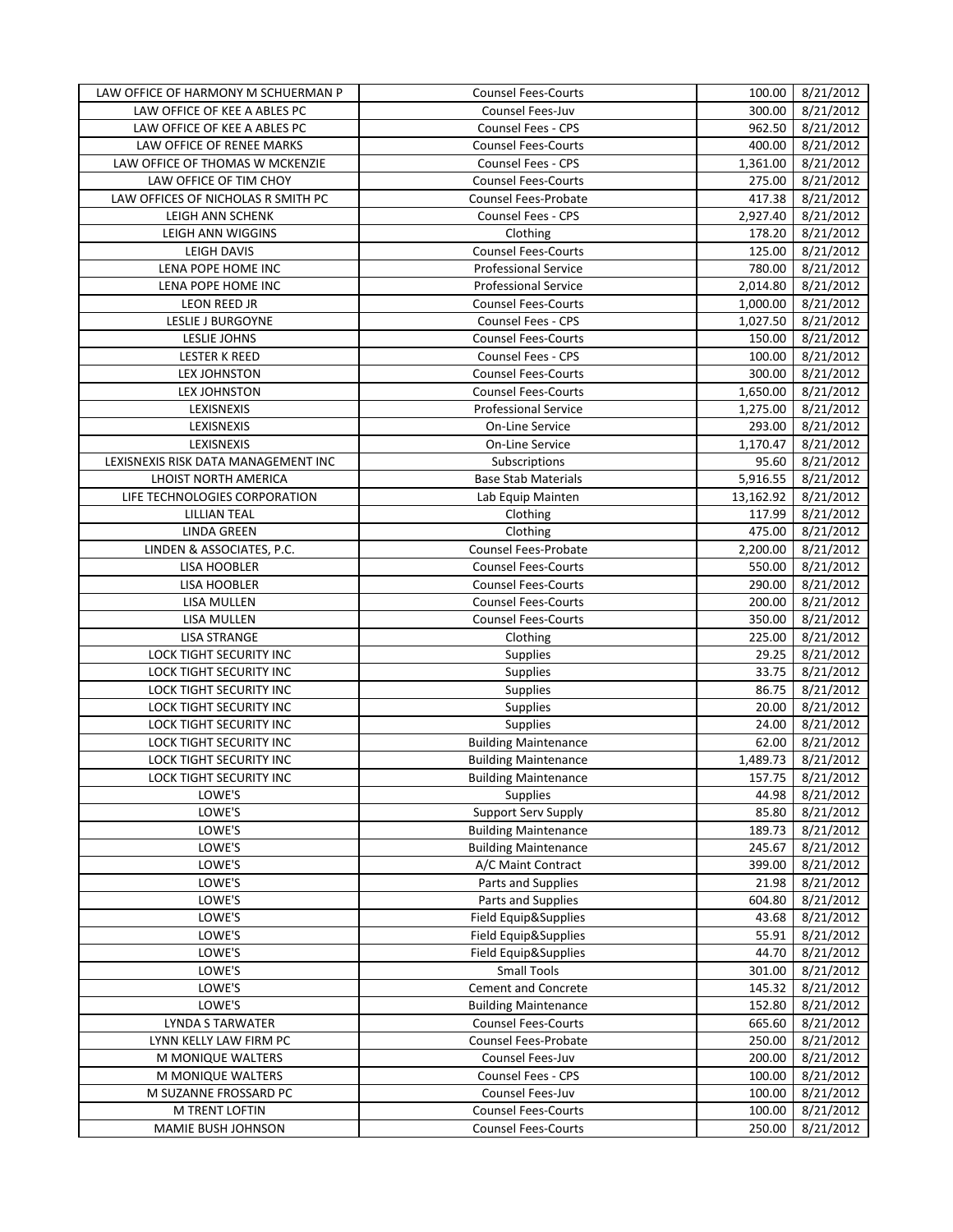| | | | |
|---|---|---|---|
| LAW OFFICE OF HARMONY M SCHUERMAN P | Counsel Fees-Courts | 100.00 | 8/21/2012 |
| LAW OFFICE OF KEE A ABLES PC | Counsel Fees-Juv | 300.00 | 8/21/2012 |
| LAW OFFICE OF KEE A ABLES PC | Counsel Fees - CPS | 962.50 | 8/21/2012 |
| LAW OFFICE OF RENEE MARKS | Counsel Fees-Courts | 400.00 | 8/21/2012 |
| LAW OFFICE OF THOMAS W MCKENZIE | Counsel Fees - CPS | 1,361.00 | 8/21/2012 |
| LAW OFFICE OF TIM CHOY | Counsel Fees-Courts | 275.00 | 8/21/2012 |
| LAW OFFICES OF NICHOLAS R SMITH PC | Counsel Fees-Probate | 417.38 | 8/21/2012 |
| LEIGH ANN SCHENK | Counsel Fees - CPS | 2,927.40 | 8/21/2012 |
| LEIGH ANN WIGGINS | Clothing | 178.20 | 8/21/2012 |
| LEIGH DAVIS | Counsel Fees-Courts | 125.00 | 8/21/2012 |
| LENA POPE HOME INC | Professional Service | 780.00 | 8/21/2012 |
| LENA POPE HOME INC | Professional Service | 2,014.80 | 8/21/2012 |
| LEON REED JR | Counsel Fees-Courts | 1,000.00 | 8/21/2012 |
| LESLIE J BURGOYNE | Counsel Fees - CPS | 1,027.50 | 8/21/2012 |
| LESLIE JOHNS | Counsel Fees-Courts | 150.00 | 8/21/2012 |
| LESTER K REED | Counsel Fees - CPS | 100.00 | 8/21/2012 |
| LEX JOHNSTON | Counsel Fees-Courts | 300.00 | 8/21/2012 |
| LEX JOHNSTON | Counsel Fees-Courts | 1,650.00 | 8/21/2012 |
| LEXISNEXIS | Professional Service | 1,275.00 | 8/21/2012 |
| LEXISNEXIS | On-Line Service | 293.00 | 8/21/2012 |
| LEXISNEXIS | On-Line Service | 1,170.47 | 8/21/2012 |
| LEXISNEXIS RISK DATA MANAGEMENT INC | Subscriptions | 95.60 | 8/21/2012 |
| LHOIST NORTH AMERICA | Base Stab Materials | 5,916.55 | 8/21/2012 |
| LIFE TECHNOLOGIES CORPORATION | Lab Equip Mainten | 13,162.92 | 8/21/2012 |
| LILLIAN TEAL | Clothing | 117.99 | 8/21/2012 |
| LINDA GREEN | Clothing | 475.00 | 8/21/2012 |
| LINDEN & ASSOCIATES, P.C. | Counsel Fees-Probate | 2,200.00 | 8/21/2012 |
| LISA HOOBLER | Counsel Fees-Courts | 550.00 | 8/21/2012 |
| LISA HOOBLER | Counsel Fees-Courts | 290.00 | 8/21/2012 |
| LISA MULLEN | Counsel Fees-Courts | 200.00 | 8/21/2012 |
| LISA MULLEN | Counsel Fees-Courts | 350.00 | 8/21/2012 |
| LISA STRANGE | Clothing | 225.00 | 8/21/2012 |
| LOCK TIGHT SECURITY INC | Supplies | 29.25 | 8/21/2012 |
| LOCK TIGHT SECURITY INC | Supplies | 33.75 | 8/21/2012 |
| LOCK TIGHT SECURITY INC | Supplies | 86.75 | 8/21/2012 |
| LOCK TIGHT SECURITY INC | Supplies | 20.00 | 8/21/2012 |
| LOCK TIGHT SECURITY INC | Supplies | 24.00 | 8/21/2012 |
| LOCK TIGHT SECURITY INC | Building Maintenance | 62.00 | 8/21/2012 |
| LOCK TIGHT SECURITY INC | Building Maintenance | 1,489.73 | 8/21/2012 |
| LOCK TIGHT SECURITY INC | Building Maintenance | 157.75 | 8/21/2012 |
| LOWE'S | Supplies | 44.98 | 8/21/2012 |
| LOWE'S | Support Serv Supply | 85.80 | 8/21/2012 |
| LOWE'S | Building Maintenance | 189.73 | 8/21/2012 |
| LOWE'S | Building Maintenance | 245.67 | 8/21/2012 |
| LOWE'S | A/C Maint Contract | 399.00 | 8/21/2012 |
| LOWE'S | Parts and Supplies | 21.98 | 8/21/2012 |
| LOWE'S | Parts and Supplies | 604.80 | 8/21/2012 |
| LOWE'S | Field Equip&Supplies | 43.68 | 8/21/2012 |
| LOWE'S | Field Equip&Supplies | 55.91 | 8/21/2012 |
| LOWE'S | Field Equip&Supplies | 44.70 | 8/21/2012 |
| LOWE'S | Small Tools | 301.00 | 8/21/2012 |
| LOWE'S | Cement and Concrete | 145.32 | 8/21/2012 |
| LOWE'S | Building Maintenance | 152.80 | 8/21/2012 |
| LYNDA S TARWATER | Counsel Fees-Courts | 665.60 | 8/21/2012 |
| LYNN KELLY LAW FIRM PC | Counsel Fees-Probate | 250.00 | 8/21/2012 |
| M MONIQUE WALTERS | Counsel Fees-Juv | 200.00 | 8/21/2012 |
| M MONIQUE WALTERS | Counsel Fees - CPS | 100.00 | 8/21/2012 |
| M SUZANNE FROSSARD PC | Counsel Fees-Juv | 100.00 | 8/21/2012 |
| M TRENT LOFTIN | Counsel Fees-Courts | 100.00 | 8/21/2012 |
| MAMIE BUSH JOHNSON | Counsel Fees-Courts | 250.00 | 8/21/2012 |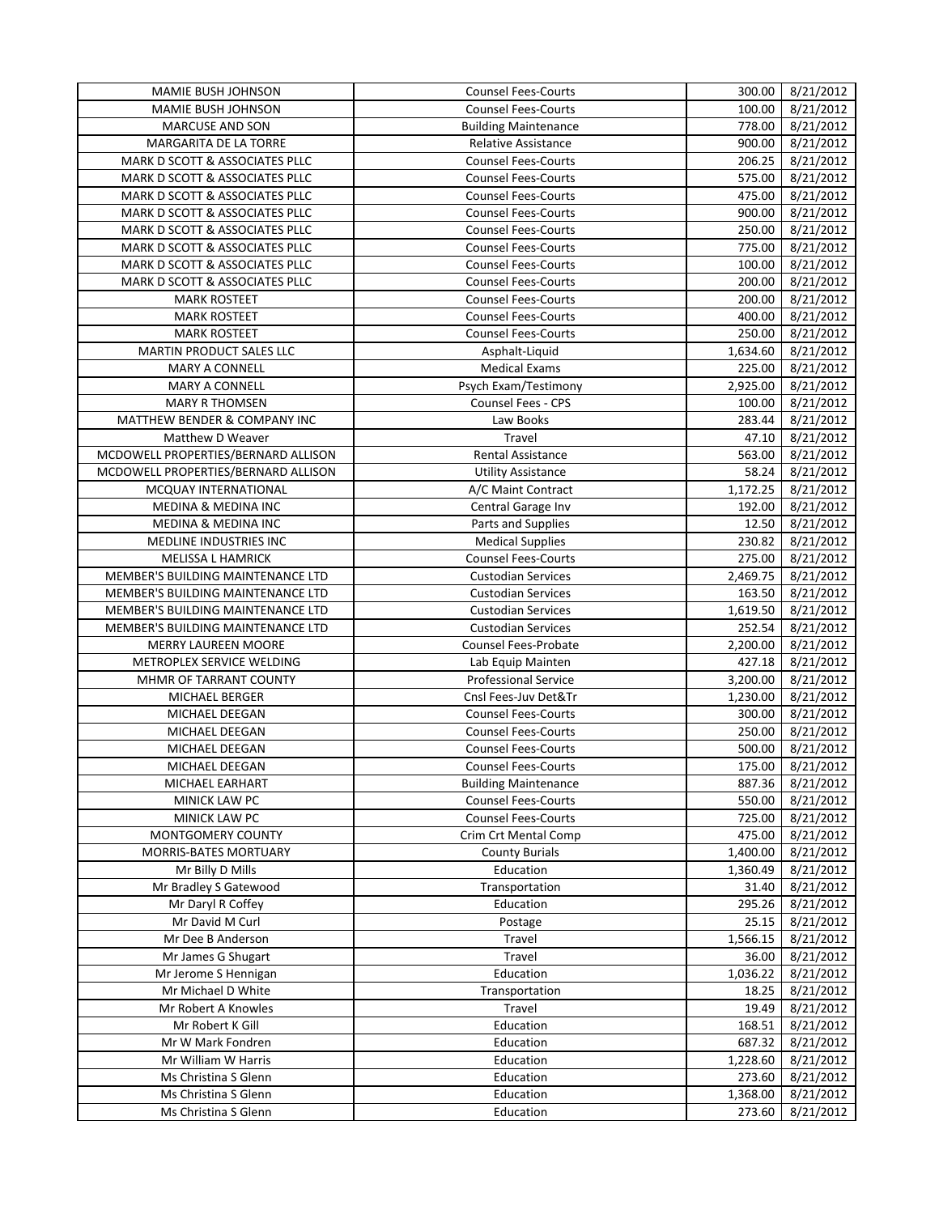| | | | |
|---|---|---|---|
| MAMIE BUSH JOHNSON | Counsel Fees-Courts | 300.00 | 8/21/2012 |
| MAMIE BUSH JOHNSON | Counsel Fees-Courts | 100.00 | 8/21/2012 |
| MARCUSE AND SON | Building Maintenance | 778.00 | 8/21/2012 |
| MARGARITA DE LA TORRE | Relative Assistance | 900.00 | 8/21/2012 |
| MARK D SCOTT & ASSOCIATES PLLC | Counsel Fees-Courts | 206.25 | 8/21/2012 |
| MARK D SCOTT & ASSOCIATES PLLC | Counsel Fees-Courts | 575.00 | 8/21/2012 |
| MARK D SCOTT & ASSOCIATES PLLC | Counsel Fees-Courts | 475.00 | 8/21/2012 |
| MARK D SCOTT & ASSOCIATES PLLC | Counsel Fees-Courts | 900.00 | 8/21/2012 |
| MARK D SCOTT & ASSOCIATES PLLC | Counsel Fees-Courts | 250.00 | 8/21/2012 |
| MARK D SCOTT & ASSOCIATES PLLC | Counsel Fees-Courts | 775.00 | 8/21/2012 |
| MARK D SCOTT & ASSOCIATES PLLC | Counsel Fees-Courts | 100.00 | 8/21/2012 |
| MARK D SCOTT & ASSOCIATES PLLC | Counsel Fees-Courts | 200.00 | 8/21/2012 |
| MARK ROSTEET | Counsel Fees-Courts | 200.00 | 8/21/2012 |
| MARK ROSTEET | Counsel Fees-Courts | 400.00 | 8/21/2012 |
| MARK ROSTEET | Counsel Fees-Courts | 250.00 | 8/21/2012 |
| MARTIN PRODUCT SALES LLC | Asphalt-Liquid | 1,634.60 | 8/21/2012 |
| MARY A CONNELL | Medical Exams | 225.00 | 8/21/2012 |
| MARY A CONNELL | Psych Exam/Testimony | 2,925.00 | 8/21/2012 |
| MARY R THOMSEN | Counsel Fees - CPS | 100.00 | 8/21/2012 |
| MATTHEW BENDER & COMPANY INC | Law Books | 283.44 | 8/21/2012 |
| Matthew D Weaver | Travel | 47.10 | 8/21/2012 |
| MCDOWELL PROPERTIES/BERNARD ALLISON | Rental Assistance | 563.00 | 8/21/2012 |
| MCDOWELL PROPERTIES/BERNARD ALLISON | Utility Assistance | 58.24 | 8/21/2012 |
| MCQUAY INTERNATIONAL | A/C Maint Contract | 1,172.25 | 8/21/2012 |
| MEDINA & MEDINA INC | Central Garage Inv | 192.00 | 8/21/2012 |
| MEDINA & MEDINA INC | Parts and Supplies | 12.50 | 8/21/2012 |
| MEDLINE INDUSTRIES INC | Medical Supplies | 230.82 | 8/21/2012 |
| MELISSA L HAMRICK | Counsel Fees-Courts | 275.00 | 8/21/2012 |
| MEMBER'S BUILDING MAINTENANCE LTD | Custodian Services | 2,469.75 | 8/21/2012 |
| MEMBER'S BUILDING MAINTENANCE LTD | Custodian Services | 163.50 | 8/21/2012 |
| MEMBER'S BUILDING MAINTENANCE LTD | Custodian Services | 1,619.50 | 8/21/2012 |
| MEMBER'S BUILDING MAINTENANCE LTD | Custodian Services | 252.54 | 8/21/2012 |
| MERRY LAUREEN MOORE | Counsel Fees-Probate | 2,200.00 | 8/21/2012 |
| METROPLEX SERVICE WELDING | Lab Equip Mainten | 427.18 | 8/21/2012 |
| MHMR OF TARRANT COUNTY | Professional Service | 3,200.00 | 8/21/2012 |
| MICHAEL BERGER | Cnsl Fees-Juv Det&Tr | 1,230.00 | 8/21/2012 |
| MICHAEL DEEGAN | Counsel Fees-Courts | 300.00 | 8/21/2012 |
| MICHAEL DEEGAN | Counsel Fees-Courts | 250.00 | 8/21/2012 |
| MICHAEL DEEGAN | Counsel Fees-Courts | 500.00 | 8/21/2012 |
| MICHAEL DEEGAN | Counsel Fees-Courts | 175.00 | 8/21/2012 |
| MICHAEL EARHART | Building Maintenance | 887.36 | 8/21/2012 |
| MINICK LAW PC | Counsel Fees-Courts | 550.00 | 8/21/2012 |
| MINICK LAW PC | Counsel Fees-Courts | 725.00 | 8/21/2012 |
| MONTGOMERY COUNTY | Crim Crt Mental Comp | 475.00 | 8/21/2012 |
| MORRIS-BATES MORTUARY | County Burials | 1,400.00 | 8/21/2012 |
| Mr Billy D Mills | Education | 1,360.49 | 8/21/2012 |
| Mr Bradley S Gatewood | Transportation | 31.40 | 8/21/2012 |
| Mr Daryl R Coffey | Education | 295.26 | 8/21/2012 |
| Mr David M Curl | Postage | 25.15 | 8/21/2012 |
| Mr Dee B Anderson | Travel | 1,566.15 | 8/21/2012 |
| Mr James G Shugart | Travel | 36.00 | 8/21/2012 |
| Mr Jerome S Hennigan | Education | 1,036.22 | 8/21/2012 |
| Mr Michael D White | Transportation | 18.25 | 8/21/2012 |
| Mr Robert A Knowles | Travel | 19.49 | 8/21/2012 |
| Mr Robert K Gill | Education | 168.51 | 8/21/2012 |
| Mr W Mark Fondren | Education | 687.32 | 8/21/2012 |
| Mr William W Harris | Education | 1,228.60 | 8/21/2012 |
| Ms Christina S Glenn | Education | 273.60 | 8/21/2012 |
| Ms Christina S Glenn | Education | 1,368.00 | 8/21/2012 |
| Ms Christina S Glenn | Education | 273.60 | 8/21/2012 |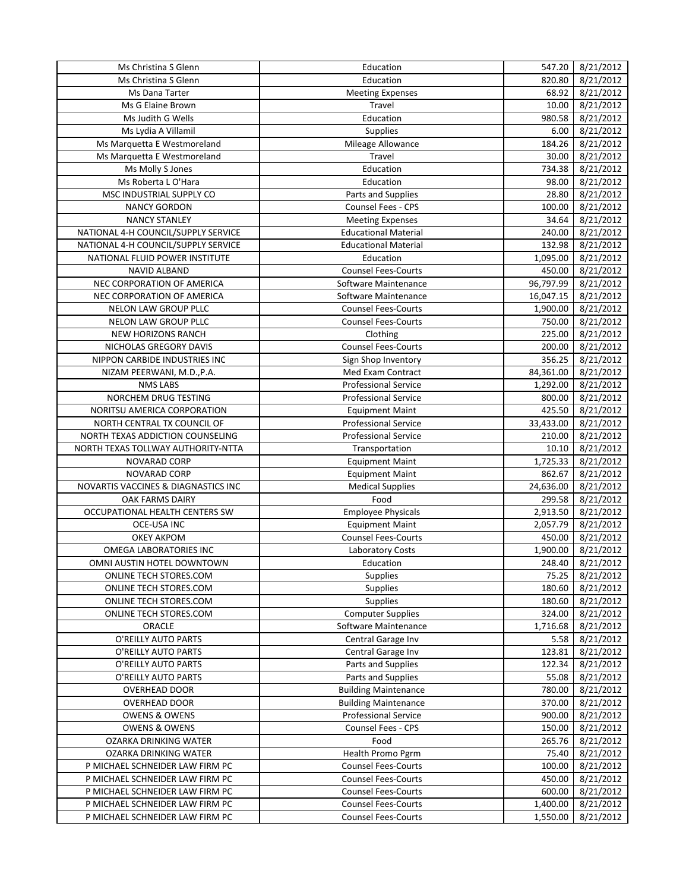| | | | |
|---|---|---|---|
| Ms Christina S Glenn | Education | 547.20 | 8/21/2012 |
| Ms Christina S Glenn | Education | 820.80 | 8/21/2012 |
| Ms Dana Tarter | Meeting Expenses | 68.92 | 8/21/2012 |
| Ms G Elaine Brown | Travel | 10.00 | 8/21/2012 |
| Ms Judith G Wells | Education | 980.58 | 8/21/2012 |
| Ms Lydia A Villamil | Supplies | 6.00 | 8/21/2012 |
| Ms Marquetta E Westmoreland | Mileage Allowance | 184.26 | 8/21/2012 |
| Ms Marquetta E Westmoreland | Travel | 30.00 | 8/21/2012 |
| Ms Molly S Jones | Education | 734.38 | 8/21/2012 |
| Ms Roberta L O'Hara | Education | 98.00 | 8/21/2012 |
| MSC INDUSTRIAL SUPPLY CO | Parts and Supplies | 28.80 | 8/21/2012 |
| NANCY GORDON | Counsel Fees - CPS | 100.00 | 8/21/2012 |
| NANCY STANLEY | Meeting Expenses | 34.64 | 8/21/2012 |
| NATIONAL 4-H COUNCIL/SUPPLY SERVICE | Educational Material | 240.00 | 8/21/2012 |
| NATIONAL 4-H COUNCIL/SUPPLY SERVICE | Educational Material | 132.98 | 8/21/2012 |
| NATIONAL FLUID POWER INSTITUTE | Education | 1,095.00 | 8/21/2012 |
| NAVID ALBAND | Counsel Fees-Courts | 450.00 | 8/21/2012 |
| NEC CORPORATION OF AMERICA | Software Maintenance | 96,797.99 | 8/21/2012 |
| NEC CORPORATION OF AMERICA | Software Maintenance | 16,047.15 | 8/21/2012 |
| NELON LAW GROUP PLLC | Counsel Fees-Courts | 1,900.00 | 8/21/2012 |
| NELON LAW GROUP PLLC | Counsel Fees-Courts | 750.00 | 8/21/2012 |
| NEW HORIZONS RANCH | Clothing | 225.00 | 8/21/2012 |
| NICHOLAS GREGORY DAVIS | Counsel Fees-Courts | 200.00 | 8/21/2012 |
| NIPPON CARBIDE INDUSTRIES INC | Sign Shop Inventory | 356.25 | 8/21/2012 |
| NIZAM PEERWANI, M.D.,P.A. | Med Exam Contract | 84,361.00 | 8/21/2012 |
| NMS LABS | Professional Service | 1,292.00 | 8/21/2012 |
| NORCHEM DRUG TESTING | Professional Service | 800.00 | 8/21/2012 |
| NORITSU AMERICA CORPORATION | Equipment Maint | 425.50 | 8/21/2012 |
| NORTH CENTRAL TX COUNCIL OF | Professional Service | 33,433.00 | 8/21/2012 |
| NORTH TEXAS ADDICTION COUNSELING | Professional Service | 210.00 | 8/21/2012 |
| NORTH TEXAS TOLLWAY AUTHORITY-NTTA | Transportation | 10.10 | 8/21/2012 |
| NOVARAD CORP | Equipment Maint | 1,725.33 | 8/21/2012 |
| NOVARAD CORP | Equipment Maint | 862.67 | 8/21/2012 |
| NOVARTIS VACCINES & DIAGNASTICS INC | Medical Supplies | 24,636.00 | 8/21/2012 |
| OAK FARMS DAIRY | Food | 299.58 | 8/21/2012 |
| OCCUPATIONAL HEALTH CENTERS SW | Employee Physicals | 2,913.50 | 8/21/2012 |
| OCE-USA INC | Equipment Maint | 2,057.79 | 8/21/2012 |
| OKEY AKPOM | Counsel Fees-Courts | 450.00 | 8/21/2012 |
| OMEGA LABORATORIES INC | Laboratory Costs | 1,900.00 | 8/21/2012 |
| OMNI AUSTIN HOTEL DOWNTOWN | Education | 248.40 | 8/21/2012 |
| ONLINE TECH STORES.COM | Supplies | 75.25 | 8/21/2012 |
| ONLINE TECH STORES.COM | Supplies | 180.60 | 8/21/2012 |
| ONLINE TECH STORES.COM | Supplies | 180.60 | 8/21/2012 |
| ONLINE TECH STORES.COM | Computer Supplies | 324.00 | 8/21/2012 |
| ORACLE | Software Maintenance | 1,716.68 | 8/21/2012 |
| O'REILLY AUTO PARTS | Central Garage Inv | 5.58 | 8/21/2012 |
| O'REILLY AUTO PARTS | Central Garage Inv | 123.81 | 8/21/2012 |
| O'REILLY AUTO PARTS | Parts and Supplies | 122.34 | 8/21/2012 |
| O'REILLY AUTO PARTS | Parts and Supplies | 55.08 | 8/21/2012 |
| OVERHEAD DOOR | Building Maintenance | 780.00 | 8/21/2012 |
| OVERHEAD DOOR | Building Maintenance | 370.00 | 8/21/2012 |
| OWENS & OWENS | Professional Service | 900.00 | 8/21/2012 |
| OWENS & OWENS | Counsel Fees - CPS | 150.00 | 8/21/2012 |
| OZARKA DRINKING WATER | Food | 265.76 | 8/21/2012 |
| OZARKA DRINKING WATER | Health Promo Pgrm | 75.40 | 8/21/2012 |
| P MICHAEL SCHNEIDER LAW FIRM PC | Counsel Fees-Courts | 100.00 | 8/21/2012 |
| P MICHAEL SCHNEIDER LAW FIRM PC | Counsel Fees-Courts | 450.00 | 8/21/2012 |
| P MICHAEL SCHNEIDER LAW FIRM PC | Counsel Fees-Courts | 600.00 | 8/21/2012 |
| P MICHAEL SCHNEIDER LAW FIRM PC | Counsel Fees-Courts | 1,400.00 | 8/21/2012 |
| P MICHAEL SCHNEIDER LAW FIRM PC | Counsel Fees-Courts | 1,550.00 | 8/21/2012 |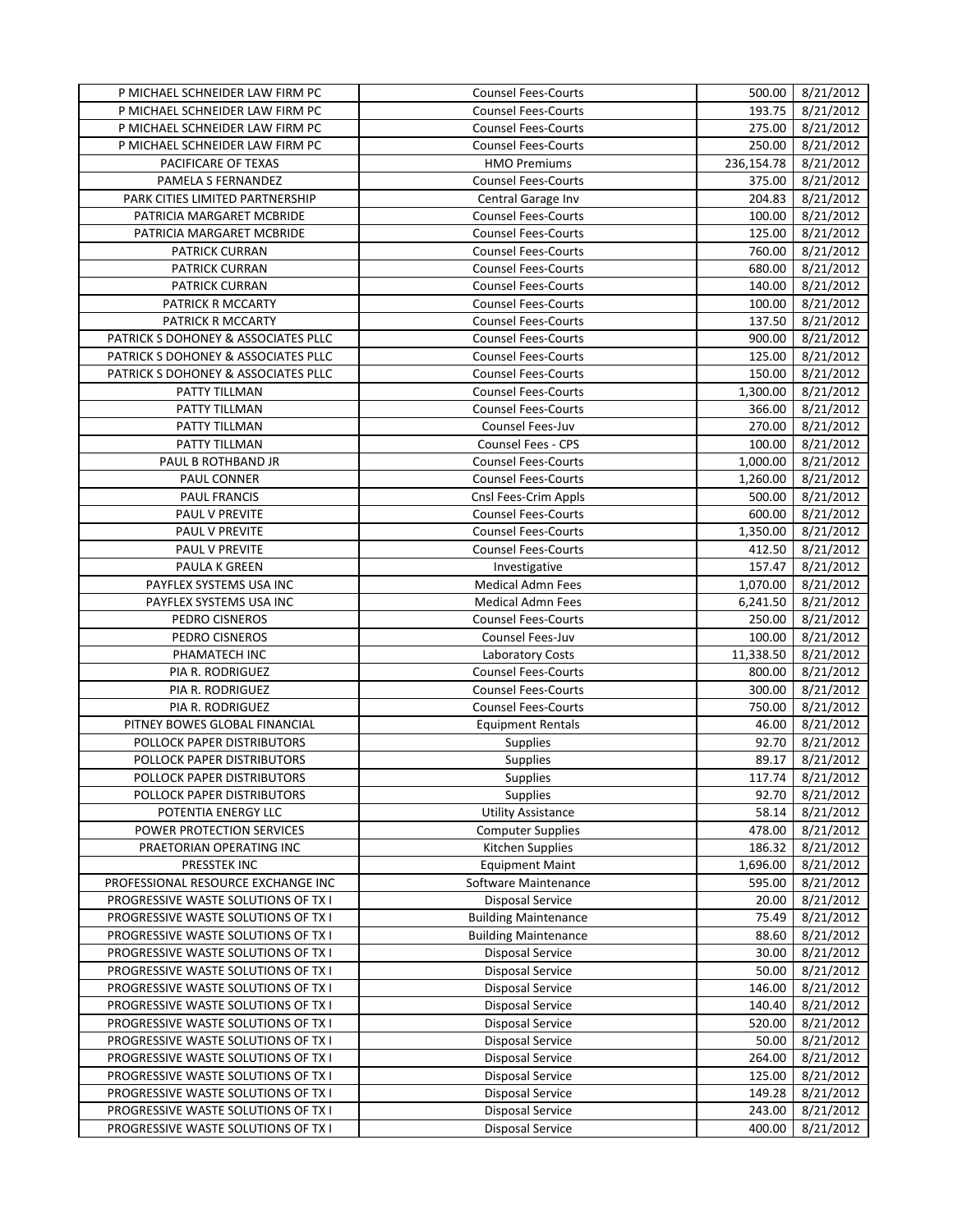| | | | |
|---|---|---|---|
| P MICHAEL SCHNEIDER LAW FIRM PC | Counsel Fees-Courts | 500.00 | 8/21/2012 |
| P MICHAEL SCHNEIDER LAW FIRM PC | Counsel Fees-Courts | 193.75 | 8/21/2012 |
| P MICHAEL SCHNEIDER LAW FIRM PC | Counsel Fees-Courts | 275.00 | 8/21/2012 |
| P MICHAEL SCHNEIDER LAW FIRM PC | Counsel Fees-Courts | 250.00 | 8/21/2012 |
| PACIFICARE OF TEXAS | HMO Premiums | 236,154.78 | 8/21/2012 |
| PAMELA S FERNANDEZ | Counsel Fees-Courts | 375.00 | 8/21/2012 |
| PARK CITIES LIMITED PARTNERSHIP | Central Garage Inv | 204.83 | 8/21/2012 |
| PATRICIA MARGARET MCBRIDE | Counsel Fees-Courts | 100.00 | 8/21/2012 |
| PATRICIA MARGARET MCBRIDE | Counsel Fees-Courts | 125.00 | 8/21/2012 |
| PATRICK CURRAN | Counsel Fees-Courts | 760.00 | 8/21/2012 |
| PATRICK CURRAN | Counsel Fees-Courts | 680.00 | 8/21/2012 |
| PATRICK CURRAN | Counsel Fees-Courts | 140.00 | 8/21/2012 |
| PATRICK R MCCARTY | Counsel Fees-Courts | 100.00 | 8/21/2012 |
| PATRICK R MCCARTY | Counsel Fees-Courts | 137.50 | 8/21/2012 |
| PATRICK S DOHONEY & ASSOCIATES PLLC | Counsel Fees-Courts | 900.00 | 8/21/2012 |
| PATRICK S DOHONEY & ASSOCIATES PLLC | Counsel Fees-Courts | 125.00 | 8/21/2012 |
| PATRICK S DOHONEY & ASSOCIATES PLLC | Counsel Fees-Courts | 150.00 | 8/21/2012 |
| PATTY TILLMAN | Counsel Fees-Courts | 1,300.00 | 8/21/2012 |
| PATTY TILLMAN | Counsel Fees-Courts | 366.00 | 8/21/2012 |
| PATTY TILLMAN | Counsel Fees-Juv | 270.00 | 8/21/2012 |
| PATTY TILLMAN | Counsel Fees - CPS | 100.00 | 8/21/2012 |
| PAUL B ROTHBAND JR | Counsel Fees-Courts | 1,000.00 | 8/21/2012 |
| PAUL CONNER | Counsel Fees-Courts | 1,260.00 | 8/21/2012 |
| PAUL FRANCIS | Cnsl Fees-Crim Appls | 500.00 | 8/21/2012 |
| PAUL V PREVITE | Counsel Fees-Courts | 600.00 | 8/21/2012 |
| PAUL V PREVITE | Counsel Fees-Courts | 1,350.00 | 8/21/2012 |
| PAUL V PREVITE | Counsel Fees-Courts | 412.50 | 8/21/2012 |
| PAULA K GREEN | Investigative | 157.47 | 8/21/2012 |
| PAYFLEX SYSTEMS USA INC | Medical Admn Fees | 1,070.00 | 8/21/2012 |
| PAYFLEX SYSTEMS USA INC | Medical Admn Fees | 6,241.50 | 8/21/2012 |
| PEDRO CISNEROS | Counsel Fees-Courts | 250.00 | 8/21/2012 |
| PEDRO CISNEROS | Counsel Fees-Juv | 100.00 | 8/21/2012 |
| PHAMATECH INC | Laboratory Costs | 11,338.50 | 8/21/2012 |
| PIA R. RODRIGUEZ | Counsel Fees-Courts | 800.00 | 8/21/2012 |
| PIA R. RODRIGUEZ | Counsel Fees-Courts | 300.00 | 8/21/2012 |
| PIA R. RODRIGUEZ | Counsel Fees-Courts | 750.00 | 8/21/2012 |
| PITNEY BOWES GLOBAL FINANCIAL | Equipment Rentals | 46.00 | 8/21/2012 |
| POLLOCK PAPER DISTRIBUTORS | Supplies | 92.70 | 8/21/2012 |
| POLLOCK PAPER DISTRIBUTORS | Supplies | 89.17 | 8/21/2012 |
| POLLOCK PAPER DISTRIBUTORS | Supplies | 117.74 | 8/21/2012 |
| POLLOCK PAPER DISTRIBUTORS | Supplies | 92.70 | 8/21/2012 |
| POTENTIA ENERGY LLC | Utility Assistance | 58.14 | 8/21/2012 |
| POWER PROTECTION SERVICES | Computer Supplies | 478.00 | 8/21/2012 |
| PRAETORIAN OPERATING INC | Kitchen Supplies | 186.32 | 8/21/2012 |
| PRESSTEK INC | Equipment Maint | 1,696.00 | 8/21/2012 |
| PROFESSIONAL RESOURCE EXCHANGE INC | Software Maintenance | 595.00 | 8/21/2012 |
| PROGRESSIVE WASTE SOLUTIONS OF TX I | Disposal Service | 20.00 | 8/21/2012 |
| PROGRESSIVE WASTE SOLUTIONS OF TX I | Building Maintenance | 75.49 | 8/21/2012 |
| PROGRESSIVE WASTE SOLUTIONS OF TX I | Building Maintenance | 88.60 | 8/21/2012 |
| PROGRESSIVE WASTE SOLUTIONS OF TX I | Disposal Service | 30.00 | 8/21/2012 |
| PROGRESSIVE WASTE SOLUTIONS OF TX I | Disposal Service | 50.00 | 8/21/2012 |
| PROGRESSIVE WASTE SOLUTIONS OF TX I | Disposal Service | 146.00 | 8/21/2012 |
| PROGRESSIVE WASTE SOLUTIONS OF TX I | Disposal Service | 140.40 | 8/21/2012 |
| PROGRESSIVE WASTE SOLUTIONS OF TX I | Disposal Service | 520.00 | 8/21/2012 |
| PROGRESSIVE WASTE SOLUTIONS OF TX I | Disposal Service | 50.00 | 8/21/2012 |
| PROGRESSIVE WASTE SOLUTIONS OF TX I | Disposal Service | 264.00 | 8/21/2012 |
| PROGRESSIVE WASTE SOLUTIONS OF TX I | Disposal Service | 125.00 | 8/21/2012 |
| PROGRESSIVE WASTE SOLUTIONS OF TX I | Disposal Service | 149.28 | 8/21/2012 |
| PROGRESSIVE WASTE SOLUTIONS OF TX I | Disposal Service | 243.00 | 8/21/2012 |
| PROGRESSIVE WASTE SOLUTIONS OF TX I | Disposal Service | 400.00 | 8/21/2012 |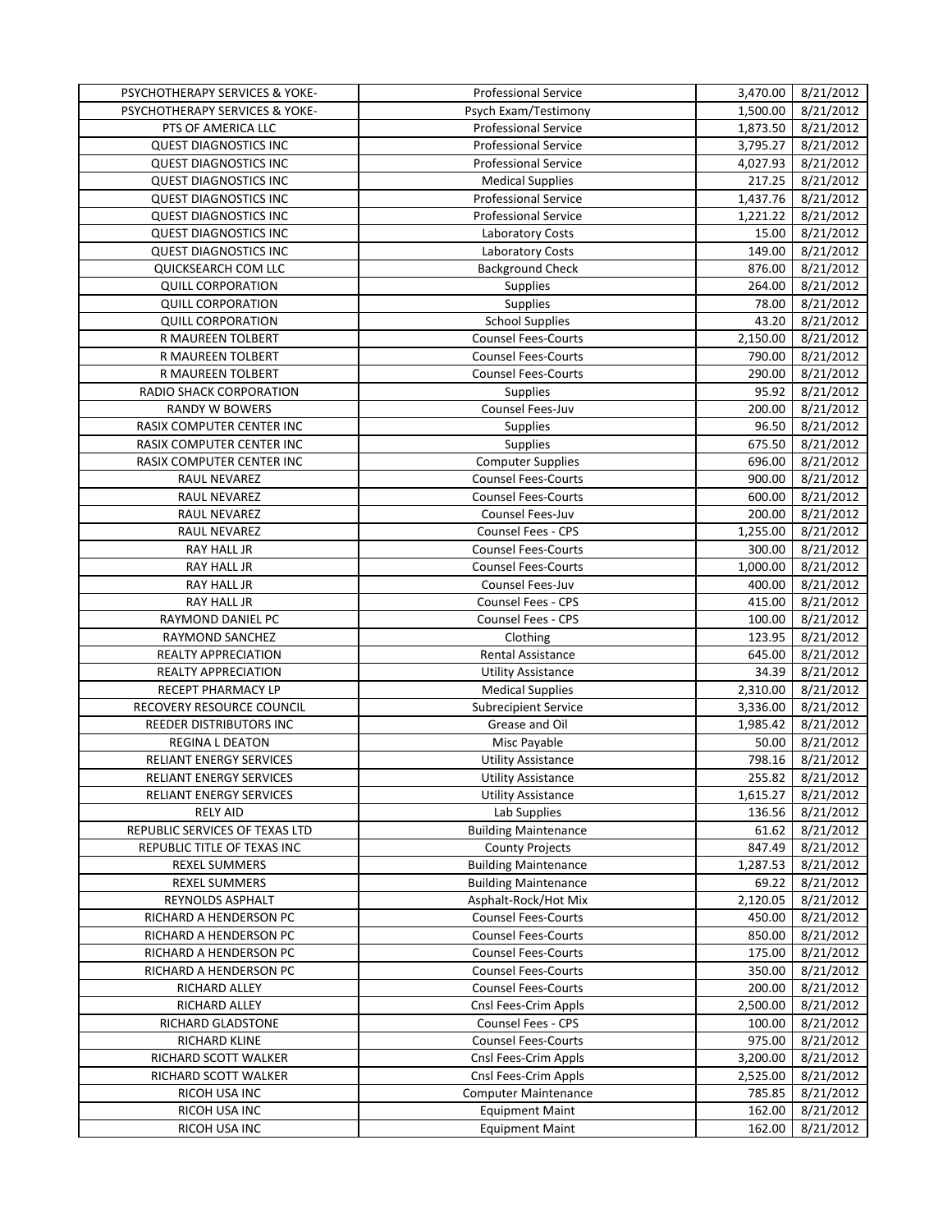| | | | |
|---|---|---|---|
| PSYCHOTHERAPY SERVICES & YOKE- | Professional Service | 3,470.00 | 8/21/2012 |
| PSYCHOTHERAPY SERVICES & YOKE- | Psych Exam/Testimony | 1,500.00 | 8/21/2012 |
| PTS OF AMERICA LLC | Professional Service | 1,873.50 | 8/21/2012 |
| QUEST DIAGNOSTICS INC | Professional Service | 3,795.27 | 8/21/2012 |
| QUEST DIAGNOSTICS INC | Professional Service | 4,027.93 | 8/21/2012 |
| QUEST DIAGNOSTICS INC | Medical Supplies | 217.25 | 8/21/2012 |
| QUEST DIAGNOSTICS INC | Professional Service | 1,437.76 | 8/21/2012 |
| QUEST DIAGNOSTICS INC | Professional Service | 1,221.22 | 8/21/2012 |
| QUEST DIAGNOSTICS INC | Laboratory Costs | 15.00 | 8/21/2012 |
| QUEST DIAGNOSTICS INC | Laboratory Costs | 149.00 | 8/21/2012 |
| QUICKSEARCH COM LLC | Background Check | 876.00 | 8/21/2012 |
| QUILL CORPORATION | Supplies | 264.00 | 8/21/2012 |
| QUILL CORPORATION | Supplies | 78.00 | 8/21/2012 |
| QUILL CORPORATION | School Supplies | 43.20 | 8/21/2012 |
| R MAUREEN TOLBERT | Counsel Fees-Courts | 2,150.00 | 8/21/2012 |
| R MAUREEN TOLBERT | Counsel Fees-Courts | 790.00 | 8/21/2012 |
| R MAUREEN TOLBERT | Counsel Fees-Courts | 290.00 | 8/21/2012 |
| RADIO SHACK CORPORATION | Supplies | 95.92 | 8/21/2012 |
| RANDY W BOWERS | Counsel Fees-Juv | 200.00 | 8/21/2012 |
| RASIX COMPUTER CENTER INC | Supplies | 96.50 | 8/21/2012 |
| RASIX COMPUTER CENTER INC | Supplies | 675.50 | 8/21/2012 |
| RASIX COMPUTER CENTER INC | Computer Supplies | 696.00 | 8/21/2012 |
| RAUL NEVAREZ | Counsel Fees-Courts | 900.00 | 8/21/2012 |
| RAUL NEVAREZ | Counsel Fees-Courts | 600.00 | 8/21/2012 |
| RAUL NEVAREZ | Counsel Fees-Juv | 200.00 | 8/21/2012 |
| RAUL NEVAREZ | Counsel Fees - CPS | 1,255.00 | 8/21/2012 |
| RAY HALL JR | Counsel Fees-Courts | 300.00 | 8/21/2012 |
| RAY HALL JR | Counsel Fees-Courts | 1,000.00 | 8/21/2012 |
| RAY HALL JR | Counsel Fees-Juv | 400.00 | 8/21/2012 |
| RAY HALL JR | Counsel Fees - CPS | 415.00 | 8/21/2012 |
| RAYMOND DANIEL PC | Counsel Fees - CPS | 100.00 | 8/21/2012 |
| RAYMOND SANCHEZ | Clothing | 123.95 | 8/21/2012 |
| REALTY APPRECIATION | Rental Assistance | 645.00 | 8/21/2012 |
| REALTY APPRECIATION | Utility Assistance | 34.39 | 8/21/2012 |
| RECEPT PHARMACY LP | Medical Supplies | 2,310.00 | 8/21/2012 |
| RECOVERY RESOURCE COUNCIL | Subrecipient Service | 3,336.00 | 8/21/2012 |
| REEDER DISTRIBUTORS INC | Grease and Oil | 1,985.42 | 8/21/2012 |
| REGINA L DEATON | Misc Payable | 50.00 | 8/21/2012 |
| RELIANT ENERGY SERVICES | Utility Assistance | 798.16 | 8/21/2012 |
| RELIANT ENERGY SERVICES | Utility Assistance | 255.82 | 8/21/2012 |
| RELIANT ENERGY SERVICES | Utility Assistance | 1,615.27 | 8/21/2012 |
| RELY AID | Lab Supplies | 136.56 | 8/21/2012 |
| REPUBLIC SERVICES OF TEXAS LTD | Building Maintenance | 61.62 | 8/21/2012 |
| REPUBLIC TITLE OF TEXAS INC | County Projects | 847.49 | 8/21/2012 |
| REXEL SUMMERS | Building Maintenance | 1,287.53 | 8/21/2012 |
| REXEL SUMMERS | Building Maintenance | 69.22 | 8/21/2012 |
| REYNOLDS ASPHALT | Asphalt-Rock/Hot Mix | 2,120.05 | 8/21/2012 |
| RICHARD A HENDERSON PC | Counsel Fees-Courts | 450.00 | 8/21/2012 |
| RICHARD A HENDERSON PC | Counsel Fees-Courts | 850.00 | 8/21/2012 |
| RICHARD A HENDERSON PC | Counsel Fees-Courts | 175.00 | 8/21/2012 |
| RICHARD A HENDERSON PC | Counsel Fees-Courts | 350.00 | 8/21/2012 |
| RICHARD ALLEY | Counsel Fees-Courts | 200.00 | 8/21/2012 |
| RICHARD ALLEY | Cnsl Fees-Crim Appls | 2,500.00 | 8/21/2012 |
| RICHARD GLADSTONE | Counsel Fees - CPS | 100.00 | 8/21/2012 |
| RICHARD KLINE | Counsel Fees-Courts | 975.00 | 8/21/2012 |
| RICHARD SCOTT WALKER | Cnsl Fees-Crim Appls | 3,200.00 | 8/21/2012 |
| RICHARD SCOTT WALKER | Cnsl Fees-Crim Appls | 2,525.00 | 8/21/2012 |
| RICOH USA INC | Computer Maintenance | 785.85 | 8/21/2012 |
| RICOH USA INC | Equipment Maint | 162.00 | 8/21/2012 |
| RICOH USA INC | Equipment Maint | 162.00 | 8/21/2012 |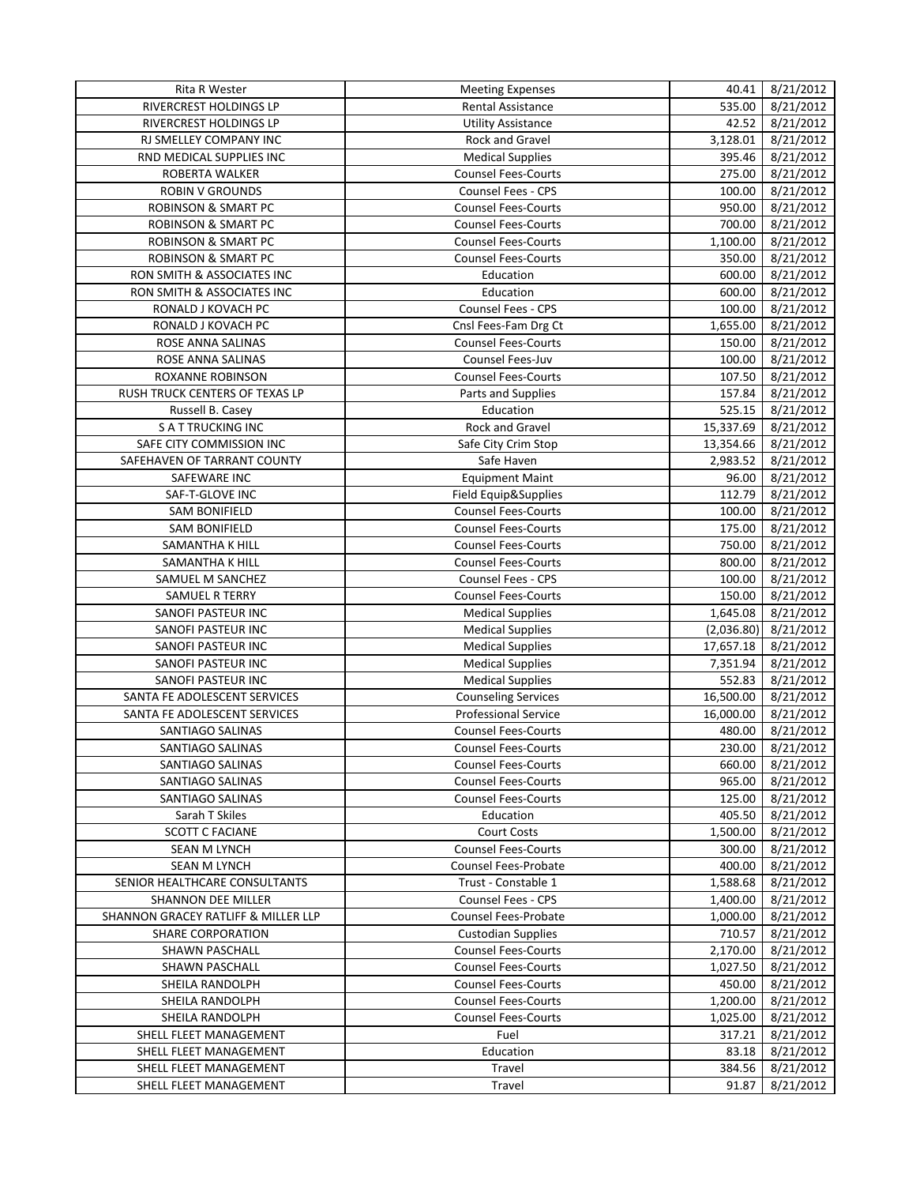| Rita R Wester | Meeting Expenses | 40.41 | 8/21/2012 |
|---|---|---|---|
| RIVERCREST HOLDINGS LP | Rental Assistance | 535.00 | 8/21/2012 |
| RIVERCREST HOLDINGS LP | Utility Assistance | 42.52 | 8/21/2012 |
| RJ SMELLEY COMPANY INC | Rock and Gravel | 3,128.01 | 8/21/2012 |
| RND MEDICAL SUPPLIES INC | Medical Supplies | 395.46 | 8/21/2012 |
| ROBERTA WALKER | Counsel Fees-Courts | 275.00 | 8/21/2012 |
| ROBIN V GROUNDS | Counsel Fees - CPS | 100.00 | 8/21/2012 |
| ROBINSON & SMART PC | Counsel Fees-Courts | 950.00 | 8/21/2012 |
| ROBINSON & SMART PC | Counsel Fees-Courts | 700.00 | 8/21/2012 |
| ROBINSON & SMART PC | Counsel Fees-Courts | 1,100.00 | 8/21/2012 |
| ROBINSON & SMART PC | Counsel Fees-Courts | 350.00 | 8/21/2012 |
| RON SMITH & ASSOCIATES INC | Education | 600.00 | 8/21/2012 |
| RON SMITH & ASSOCIATES INC | Education | 600.00 | 8/21/2012 |
| RONALD J KOVACH PC | Counsel Fees - CPS | 100.00 | 8/21/2012 |
| RONALD J KOVACH PC | Cnsl Fees-Fam Drg Ct | 1,655.00 | 8/21/2012 |
| ROSE ANNA SALINAS | Counsel Fees-Courts | 150.00 | 8/21/2012 |
| ROSE ANNA SALINAS | Counsel Fees-Juv | 100.00 | 8/21/2012 |
| ROXANNE ROBINSON | Counsel Fees-Courts | 107.50 | 8/21/2012 |
| RUSH TRUCK CENTERS OF TEXAS LP | Parts and Supplies | 157.84 | 8/21/2012 |
| Russell B. Casey | Education | 525.15 | 8/21/2012 |
| S A T TRUCKING INC | Rock and Gravel | 15,337.69 | 8/21/2012 |
| SAFE CITY COMMISSION INC | Safe City Crim Stop | 13,354.66 | 8/21/2012 |
| SAFEHAVEN OF TARRANT COUNTY | Safe Haven | 2,983.52 | 8/21/2012 |
| SAFEWARE INC | Equipment Maint | 96.00 | 8/21/2012 |
| SAF-T-GLOVE INC | Field Equip&Supplies | 112.79 | 8/21/2012 |
| SAM BONIFIELD | Counsel Fees-Courts | 100.00 | 8/21/2012 |
| SAM BONIFIELD | Counsel Fees-Courts | 175.00 | 8/21/2012 |
| SAMANTHA K HILL | Counsel Fees-Courts | 750.00 | 8/21/2012 |
| SAMANTHA K HILL | Counsel Fees-Courts | 800.00 | 8/21/2012 |
| SAMUEL M SANCHEZ | Counsel Fees - CPS | 100.00 | 8/21/2012 |
| SAMUEL R TERRY | Counsel Fees-Courts | 150.00 | 8/21/2012 |
| SANOFI PASTEUR INC | Medical Supplies | 1,645.08 | 8/21/2012 |
| SANOFI PASTEUR INC | Medical Supplies | (2,036.80) | 8/21/2012 |
| SANOFI PASTEUR INC | Medical Supplies | 17,657.18 | 8/21/2012 |
| SANOFI PASTEUR INC | Medical Supplies | 7,351.94 | 8/21/2012 |
| SANOFI PASTEUR INC | Medical Supplies | 552.83 | 8/21/2012 |
| SANTA FE ADOLESCENT SERVICES | Counseling Services | 16,500.00 | 8/21/2012 |
| SANTA FE ADOLESCENT SERVICES | Professional Service | 16,000.00 | 8/21/2012 |
| SANTIAGO SALINAS | Counsel Fees-Courts | 480.00 | 8/21/2012 |
| SANTIAGO SALINAS | Counsel Fees-Courts | 230.00 | 8/21/2012 |
| SANTIAGO SALINAS | Counsel Fees-Courts | 660.00 | 8/21/2012 |
| SANTIAGO SALINAS | Counsel Fees-Courts | 965.00 | 8/21/2012 |
| SANTIAGO SALINAS | Counsel Fees-Courts | 125.00 | 8/21/2012 |
| Sarah T Skiles | Education | 405.50 | 8/21/2012 |
| SCOTT C FACIANE | Court Costs | 1,500.00 | 8/21/2012 |
| SEAN M LYNCH | Counsel Fees-Courts | 300.00 | 8/21/2012 |
| SEAN M LYNCH | Counsel Fees-Probate | 400.00 | 8/21/2012 |
| SENIOR HEALTHCARE CONSULTANTS | Trust - Constable 1 | 1,588.68 | 8/21/2012 |
| SHANNON DEE MILLER | Counsel Fees - CPS | 1,400.00 | 8/21/2012 |
| SHANNON GRACEY RATLIFF & MILLER LLP | Counsel Fees-Probate | 1,000.00 | 8/21/2012 |
| SHARE CORPORATION | Custodian Supplies | 710.57 | 8/21/2012 |
| SHAWN PASCHALL | Counsel Fees-Courts | 2,170.00 | 8/21/2012 |
| SHAWN PASCHALL | Counsel Fees-Courts | 1,027.50 | 8/21/2012 |
| SHEILA RANDOLPH | Counsel Fees-Courts | 450.00 | 8/21/2012 |
| SHEILA RANDOLPH | Counsel Fees-Courts | 1,200.00 | 8/21/2012 |
| SHEILA RANDOLPH | Counsel Fees-Courts | 1,025.00 | 8/21/2012 |
| SHELL FLEET MANAGEMENT | Fuel | 317.21 | 8/21/2012 |
| SHELL FLEET MANAGEMENT | Education | 83.18 | 8/21/2012 |
| SHELL FLEET MANAGEMENT | Travel | 384.56 | 8/21/2012 |
| SHELL FLEET MANAGEMENT | Travel | 91.87 | 8/21/2012 |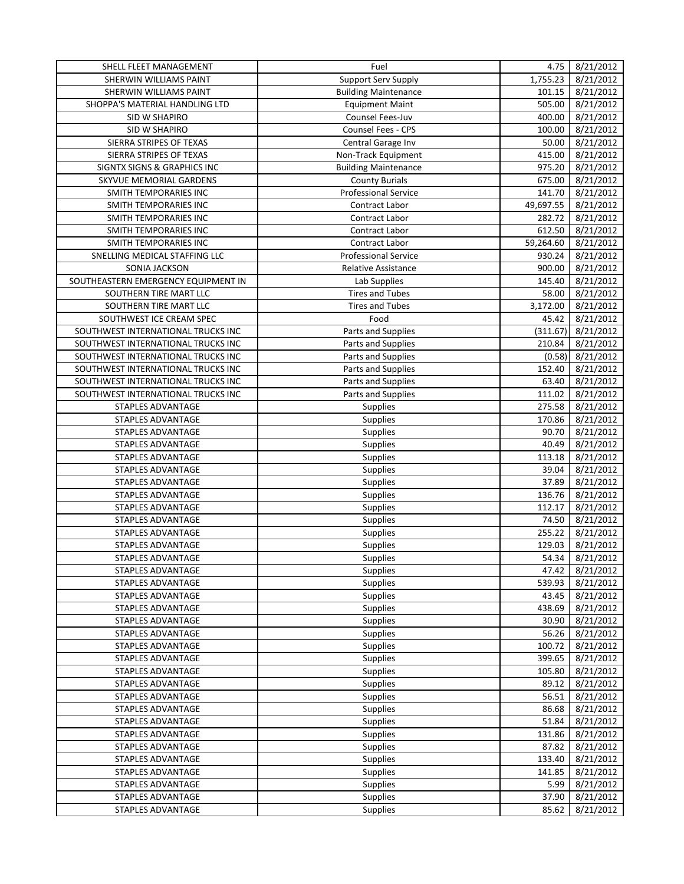| | | | |
|---|---|---|---|
| SHELL FLEET MANAGEMENT | Fuel | 4.75 | 8/21/2012 |
| SHERWIN WILLIAMS PAINT | Support Serv Supply | 1,755.23 | 8/21/2012 |
| SHERWIN WILLIAMS PAINT | Building Maintenance | 101.15 | 8/21/2012 |
| SHOPPA'S MATERIAL HANDLING LTD | Equipment Maint | 505.00 | 8/21/2012 |
| SID W SHAPIRO | Counsel Fees-Juv | 400.00 | 8/21/2012 |
| SID W SHAPIRO | Counsel Fees - CPS | 100.00 | 8/21/2012 |
| SIERRA STRIPES OF TEXAS | Central Garage Inv | 50.00 | 8/21/2012 |
| SIERRA STRIPES OF TEXAS | Non-Track Equipment | 415.00 | 8/21/2012 |
| SIGNTX SIGNS & GRAPHICS INC | Building Maintenance | 975.20 | 8/21/2012 |
| SKYVUE MEMORIAL GARDENS | County Burials | 675.00 | 8/21/2012 |
| SMITH TEMPORARIES INC | Professional Service | 141.70 | 8/21/2012 |
| SMITH TEMPORARIES INC | Contract Labor | 49,697.55 | 8/21/2012 |
| SMITH TEMPORARIES INC | Contract Labor | 282.72 | 8/21/2012 |
| SMITH TEMPORARIES INC | Contract Labor | 612.50 | 8/21/2012 |
| SMITH TEMPORARIES INC | Contract Labor | 59,264.60 | 8/21/2012 |
| SNELLING MEDICAL STAFFING LLC | Professional Service | 930.24 | 8/21/2012 |
| SONIA JACKSON | Relative Assistance | 900.00 | 8/21/2012 |
| SOUTHEASTERN EMERGENCY EQUIPMENT IN | Lab Supplies | 145.40 | 8/21/2012 |
| SOUTHERN TIRE MART LLC | Tires and Tubes | 58.00 | 8/21/2012 |
| SOUTHERN TIRE MART LLC | Tires and Tubes | 3,172.00 | 8/21/2012 |
| SOUTHWEST ICE CREAM SPEC | Food | 45.42 | 8/21/2012 |
| SOUTHWEST INTERNATIONAL TRUCKS INC | Parts and Supplies | (311.67) | 8/21/2012 |
| SOUTHWEST INTERNATIONAL TRUCKS INC | Parts and Supplies | 210.84 | 8/21/2012 |
| SOUTHWEST INTERNATIONAL TRUCKS INC | Parts and Supplies | (0.58) | 8/21/2012 |
| SOUTHWEST INTERNATIONAL TRUCKS INC | Parts and Supplies | 152.40 | 8/21/2012 |
| SOUTHWEST INTERNATIONAL TRUCKS INC | Parts and Supplies | 63.40 | 8/21/2012 |
| SOUTHWEST INTERNATIONAL TRUCKS INC | Parts and Supplies | 111.02 | 8/21/2012 |
| STAPLES ADVANTAGE | Supplies | 275.58 | 8/21/2012 |
| STAPLES ADVANTAGE | Supplies | 170.86 | 8/21/2012 |
| STAPLES ADVANTAGE | Supplies | 90.70 | 8/21/2012 |
| STAPLES ADVANTAGE | Supplies | 40.49 | 8/21/2012 |
| STAPLES ADVANTAGE | Supplies | 113.18 | 8/21/2012 |
| STAPLES ADVANTAGE | Supplies | 39.04 | 8/21/2012 |
| STAPLES ADVANTAGE | Supplies | 37.89 | 8/21/2012 |
| STAPLES ADVANTAGE | Supplies | 136.76 | 8/21/2012 |
| STAPLES ADVANTAGE | Supplies | 112.17 | 8/21/2012 |
| STAPLES ADVANTAGE | Supplies | 74.50 | 8/21/2012 |
| STAPLES ADVANTAGE | Supplies | 255.22 | 8/21/2012 |
| STAPLES ADVANTAGE | Supplies | 129.03 | 8/21/2012 |
| STAPLES ADVANTAGE | Supplies | 54.34 | 8/21/2012 |
| STAPLES ADVANTAGE | Supplies | 47.42 | 8/21/2012 |
| STAPLES ADVANTAGE | Supplies | 539.93 | 8/21/2012 |
| STAPLES ADVANTAGE | Supplies | 43.45 | 8/21/2012 |
| STAPLES ADVANTAGE | Supplies | 438.69 | 8/21/2012 |
| STAPLES ADVANTAGE | Supplies | 30.90 | 8/21/2012 |
| STAPLES ADVANTAGE | Supplies | 56.26 | 8/21/2012 |
| STAPLES ADVANTAGE | Supplies | 100.72 | 8/21/2012 |
| STAPLES ADVANTAGE | Supplies | 399.65 | 8/21/2012 |
| STAPLES ADVANTAGE | Supplies | 105.80 | 8/21/2012 |
| STAPLES ADVANTAGE | Supplies | 89.12 | 8/21/2012 |
| STAPLES ADVANTAGE | Supplies | 56.51 | 8/21/2012 |
| STAPLES ADVANTAGE | Supplies | 86.68 | 8/21/2012 |
| STAPLES ADVANTAGE | Supplies | 51.84 | 8/21/2012 |
| STAPLES ADVANTAGE | Supplies | 131.86 | 8/21/2012 |
| STAPLES ADVANTAGE | Supplies | 87.82 | 8/21/2012 |
| STAPLES ADVANTAGE | Supplies | 133.40 | 8/21/2012 |
| STAPLES ADVANTAGE | Supplies | 141.85 | 8/21/2012 |
| STAPLES ADVANTAGE | Supplies | 5.99 | 8/21/2012 |
| STAPLES ADVANTAGE | Supplies | 37.90 | 8/21/2012 |
| STAPLES ADVANTAGE | Supplies | 85.62 | 8/21/2012 |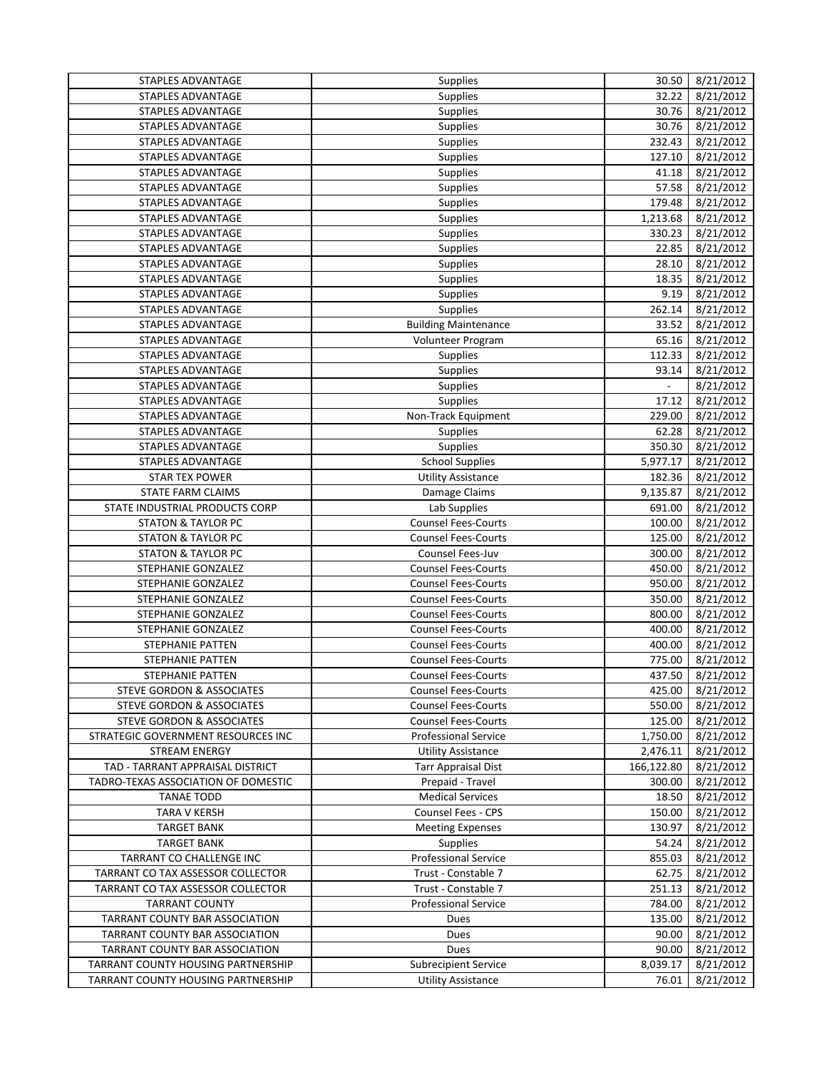| | | | |
|---|---|---|---|
| STAPLES ADVANTAGE | Supplies | 30.50 | 8/21/2012 |
| STAPLES ADVANTAGE | Supplies | 32.22 | 8/21/2012 |
| STAPLES ADVANTAGE | Supplies | 30.76 | 8/21/2012 |
| STAPLES ADVANTAGE | Supplies | 30.76 | 8/21/2012 |
| STAPLES ADVANTAGE | Supplies | 232.43 | 8/21/2012 |
| STAPLES ADVANTAGE | Supplies | 127.10 | 8/21/2012 |
| STAPLES ADVANTAGE | Supplies | 41.18 | 8/21/2012 |
| STAPLES ADVANTAGE | Supplies | 57.58 | 8/21/2012 |
| STAPLES ADVANTAGE | Supplies | 179.48 | 8/21/2012 |
| STAPLES ADVANTAGE | Supplies | 1,213.68 | 8/21/2012 |
| STAPLES ADVANTAGE | Supplies | 330.23 | 8/21/2012 |
| STAPLES ADVANTAGE | Supplies | 22.85 | 8/21/2012 |
| STAPLES ADVANTAGE | Supplies | 28.10 | 8/21/2012 |
| STAPLES ADVANTAGE | Supplies | 18.35 | 8/21/2012 |
| STAPLES ADVANTAGE | Supplies | 9.19 | 8/21/2012 |
| STAPLES ADVANTAGE | Supplies | 262.14 | 8/21/2012 |
| STAPLES ADVANTAGE | Building Maintenance | 33.52 | 8/21/2012 |
| STAPLES ADVANTAGE | Volunteer Program | 65.16 | 8/21/2012 |
| STAPLES ADVANTAGE | Supplies | 112.33 | 8/21/2012 |
| STAPLES ADVANTAGE | Supplies | 93.14 | 8/21/2012 |
| STAPLES ADVANTAGE | Supplies | - | 8/21/2012 |
| STAPLES ADVANTAGE | Supplies | 17.12 | 8/21/2012 |
| STAPLES ADVANTAGE | Non-Track Equipment | 229.00 | 8/21/2012 |
| STAPLES ADVANTAGE | Supplies | 62.28 | 8/21/2012 |
| STAPLES ADVANTAGE | Supplies | 350.30 | 8/21/2012 |
| STAPLES ADVANTAGE | School Supplies | 5,977.17 | 8/21/2012 |
| STAR TEX POWER | Utility Assistance | 182.36 | 8/21/2012 |
| STATE FARM CLAIMS | Damage Claims | 9,135.87 | 8/21/2012 |
| STATE INDUSTRIAL PRODUCTS CORP | Lab Supplies | 691.00 | 8/21/2012 |
| STATON & TAYLOR PC | Counsel Fees-Courts | 100.00 | 8/21/2012 |
| STATON & TAYLOR PC | Counsel Fees-Courts | 125.00 | 8/21/2012 |
| STATON & TAYLOR PC | Counsel Fees-Juv | 300.00 | 8/21/2012 |
| STEPHANIE GONZALEZ | Counsel Fees-Courts | 450.00 | 8/21/2012 |
| STEPHANIE GONZALEZ | Counsel Fees-Courts | 950.00 | 8/21/2012 |
| STEPHANIE GONZALEZ | Counsel Fees-Courts | 350.00 | 8/21/2012 |
| STEPHANIE GONZALEZ | Counsel Fees-Courts | 800.00 | 8/21/2012 |
| STEPHANIE GONZALEZ | Counsel Fees-Courts | 400.00 | 8/21/2012 |
| STEPHANIE PATTEN | Counsel Fees-Courts | 400.00 | 8/21/2012 |
| STEPHANIE PATTEN | Counsel Fees-Courts | 775.00 | 8/21/2012 |
| STEPHANIE PATTEN | Counsel Fees-Courts | 437.50 | 8/21/2012 |
| STEVE GORDON & ASSOCIATES | Counsel Fees-Courts | 425.00 | 8/21/2012 |
| STEVE GORDON & ASSOCIATES | Counsel Fees-Courts | 550.00 | 8/21/2012 |
| STEVE GORDON & ASSOCIATES | Counsel Fees-Courts | 125.00 | 8/21/2012 |
| STRATEGIC GOVERNMENT RESOURCES INC | Professional Service | 1,750.00 | 8/21/2012 |
| STREAM ENERGY | Utility Assistance | 2,476.11 | 8/21/2012 |
| TAD - TARRANT APPRAISAL DISTRICT | Tarr Appraisal Dist | 166,122.80 | 8/21/2012 |
| TADRO-TEXAS ASSOCIATION OF DOMESTIC | Prepaid - Travel | 300.00 | 8/21/2012 |
| TANAE TODD | Medical Services | 18.50 | 8/21/2012 |
| TARA V KERSH | Counsel Fees - CPS | 150.00 | 8/21/2012 |
| TARGET BANK | Meeting Expenses | 130.97 | 8/21/2012 |
| TARGET BANK | Supplies | 54.24 | 8/21/2012 |
| TARRANT CO CHALLENGE INC | Professional Service | 855.03 | 8/21/2012 |
| TARRANT CO TAX ASSESSOR COLLECTOR | Trust - Constable 7 | 62.75 | 8/21/2012 |
| TARRANT CO TAX ASSESSOR COLLECTOR | Trust - Constable 7 | 251.13 | 8/21/2012 |
| TARRANT COUNTY | Professional Service | 784.00 | 8/21/2012 |
| TARRANT COUNTY BAR ASSOCIATION | Dues | 135.00 | 8/21/2012 |
| TARRANT COUNTY BAR ASSOCIATION | Dues | 90.00 | 8/21/2012 |
| TARRANT COUNTY BAR ASSOCIATION | Dues | 90.00 | 8/21/2012 |
| TARRANT COUNTY HOUSING PARTNERSHIP | Subrecipient Service | 8,039.17 | 8/21/2012 |
| TARRANT COUNTY HOUSING PARTNERSHIP | Utility Assistance | 76.01 | 8/21/2012 |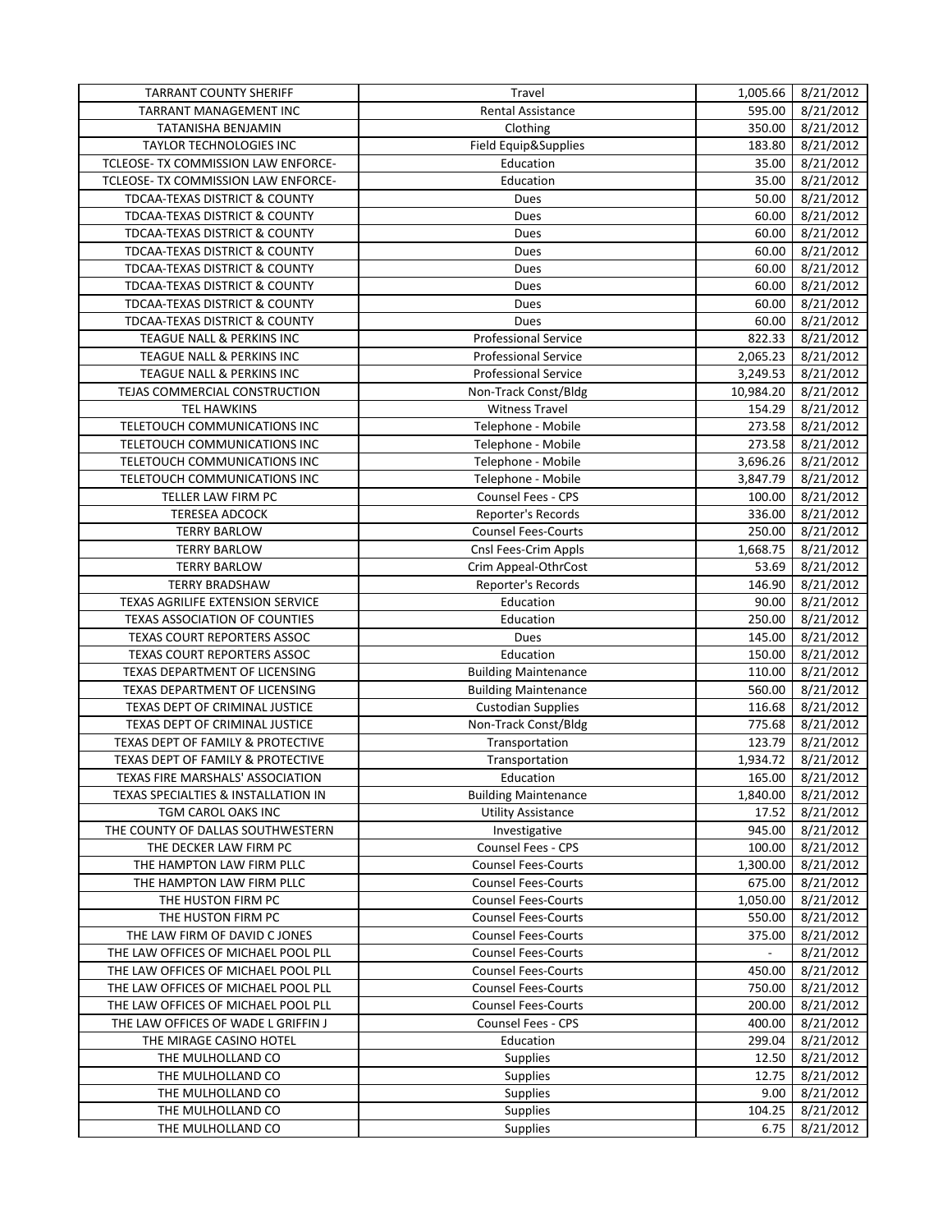| | | | |
|---|---|---|---|
| TARRANT COUNTY SHERIFF | Travel | 1,005.66 | 8/21/2012 |
| TARRANT MANAGEMENT INC | Rental Assistance | 595.00 | 8/21/2012 |
| TATANISHA BENJAMIN | Clothing | 350.00 | 8/21/2012 |
| TAYLOR TECHNOLOGIES INC | Field Equip&Supplies | 183.80 | 8/21/2012 |
| TCLEOSE- TX COMMISSION LAW ENFORCE- | Education | 35.00 | 8/21/2012 |
| TCLEOSE- TX COMMISSION LAW ENFORCE- | Education | 35.00 | 8/21/2012 |
| TDCAA-TEXAS DISTRICT & COUNTY | Dues | 50.00 | 8/21/2012 |
| TDCAA-TEXAS DISTRICT & COUNTY | Dues | 60.00 | 8/21/2012 |
| TDCAA-TEXAS DISTRICT & COUNTY | Dues | 60.00 | 8/21/2012 |
| TDCAA-TEXAS DISTRICT & COUNTY | Dues | 60.00 | 8/21/2012 |
| TDCAA-TEXAS DISTRICT & COUNTY | Dues | 60.00 | 8/21/2012 |
| TDCAA-TEXAS DISTRICT & COUNTY | Dues | 60.00 | 8/21/2012 |
| TDCAA-TEXAS DISTRICT & COUNTY | Dues | 60.00 | 8/21/2012 |
| TDCAA-TEXAS DISTRICT & COUNTY | Dues | 60.00 | 8/21/2012 |
| TEAGUE NALL & PERKINS INC | Professional Service | 822.33 | 8/21/2012 |
| TEAGUE NALL & PERKINS INC | Professional Service | 2,065.23 | 8/21/2012 |
| TEAGUE NALL & PERKINS INC | Professional Service | 3,249.53 | 8/21/2012 |
| TEJAS COMMERCIAL CONSTRUCTION | Non-Track Const/Bldg | 10,984.20 | 8/21/2012 |
| TEL HAWKINS | Witness Travel | 154.29 | 8/21/2012 |
| TELETOUCH COMMUNICATIONS INC | Telephone - Mobile | 273.58 | 8/21/2012 |
| TELETOUCH COMMUNICATIONS INC | Telephone - Mobile | 273.58 | 8/21/2012 |
| TELETOUCH COMMUNICATIONS INC | Telephone - Mobile | 3,696.26 | 8/21/2012 |
| TELETOUCH COMMUNICATIONS INC | Telephone - Mobile | 3,847.79 | 8/21/2012 |
| TELLER LAW FIRM PC | Counsel Fees - CPS | 100.00 | 8/21/2012 |
| TERESEA ADCOCK | Reporter's Records | 336.00 | 8/21/2012 |
| TERRY BARLOW | Counsel Fees-Courts | 250.00 | 8/21/2012 |
| TERRY BARLOW | Cnsl Fees-Crim Appls | 1,668.75 | 8/21/2012 |
| TERRY BARLOW | Crim Appeal-OthrCost | 53.69 | 8/21/2012 |
| TERRY BRADSHAW | Reporter's Records | 146.90 | 8/21/2012 |
| TEXAS AGRILIFE EXTENSION SERVICE | Education | 90.00 | 8/21/2012 |
| TEXAS ASSOCIATION OF COUNTIES | Education | 250.00 | 8/21/2012 |
| TEXAS COURT REPORTERS ASSOC | Dues | 145.00 | 8/21/2012 |
| TEXAS COURT REPORTERS ASSOC | Education | 150.00 | 8/21/2012 |
| TEXAS DEPARTMENT OF LICENSING | Building Maintenance | 110.00 | 8/21/2012 |
| TEXAS DEPARTMENT OF LICENSING | Building Maintenance | 560.00 | 8/21/2012 |
| TEXAS DEPT OF CRIMINAL JUSTICE | Custodian Supplies | 116.68 | 8/21/2012 |
| TEXAS DEPT OF CRIMINAL JUSTICE | Non-Track Const/Bldg | 775.68 | 8/21/2012 |
| TEXAS DEPT OF FAMILY & PROTECTIVE | Transportation | 123.79 | 8/21/2012 |
| TEXAS DEPT OF FAMILY & PROTECTIVE | Transportation | 1,934.72 | 8/21/2012 |
| TEXAS FIRE MARSHALS' ASSOCIATION | Education | 165.00 | 8/21/2012 |
| TEXAS SPECIALTIES & INSTALLATION IN | Building Maintenance | 1,840.00 | 8/21/2012 |
| TGM CAROL OAKS INC | Utility Assistance | 17.52 | 8/21/2012 |
| THE COUNTY OF DALLAS SOUTHWESTERN | Investigative | 945.00 | 8/21/2012 |
| THE DECKER LAW FIRM PC | Counsel Fees - CPS | 100.00 | 8/21/2012 |
| THE HAMPTON LAW FIRM PLLC | Counsel Fees-Courts | 1,300.00 | 8/21/2012 |
| THE HAMPTON LAW FIRM PLLC | Counsel Fees-Courts | 675.00 | 8/21/2012 |
| THE HUSTON FIRM PC | Counsel Fees-Courts | 1,050.00 | 8/21/2012 |
| THE HUSTON FIRM PC | Counsel Fees-Courts | 550.00 | 8/21/2012 |
| THE LAW FIRM OF DAVID C JONES | Counsel Fees-Courts | 375.00 | 8/21/2012 |
| THE LAW OFFICES OF MICHAEL POOL PLL | Counsel Fees-Courts | - | 8/21/2012 |
| THE LAW OFFICES OF MICHAEL POOL PLL | Counsel Fees-Courts | 450.00 | 8/21/2012 |
| THE LAW OFFICES OF MICHAEL POOL PLL | Counsel Fees-Courts | 750.00 | 8/21/2012 |
| THE LAW OFFICES OF MICHAEL POOL PLL | Counsel Fees-Courts | 200.00 | 8/21/2012 |
| THE LAW OFFICES OF WADE L GRIFFIN J | Counsel Fees - CPS | 400.00 | 8/21/2012 |
| THE MIRAGE CASINO HOTEL | Education | 299.04 | 8/21/2012 |
| THE MULHOLLAND CO | Supplies | 12.50 | 8/21/2012 |
| THE MULHOLLAND CO | Supplies | 12.75 | 8/21/2012 |
| THE MULHOLLAND CO | Supplies | 9.00 | 8/21/2012 |
| THE MULHOLLAND CO | Supplies | 104.25 | 8/21/2012 |
| THE MULHOLLAND CO | Supplies | 6.75 | 8/21/2012 |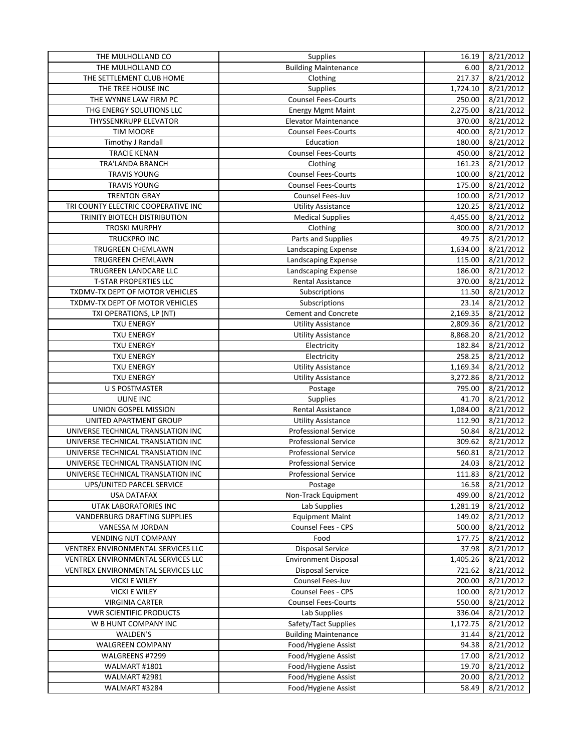| | | | |
|---|---|---|---|
| THE MULHOLLAND CO | Supplies | 16.19 | 8/21/2012 |
| THE MULHOLLAND CO | Building Maintenance | 6.00 | 8/21/2012 |
| THE SETTLEMENT CLUB HOME | Clothing | 217.37 | 8/21/2012 |
| THE TREE HOUSE INC | Supplies | 1,724.10 | 8/21/2012 |
| THE WYNNE LAW FIRM PC | Counsel Fees-Courts | 250.00 | 8/21/2012 |
| THG ENERGY SOLUTIONS LLC | Energy Mgmt Maint | 2,275.00 | 8/21/2012 |
| THYSSENKRUPP ELEVATOR | Elevator Maintenance | 370.00 | 8/21/2012 |
| TIM MOORE | Counsel Fees-Courts | 400.00 | 8/21/2012 |
| Timothy J Randall | Education | 180.00 | 8/21/2012 |
| TRACIE KENAN | Counsel Fees-Courts | 450.00 | 8/21/2012 |
| TRA'LANDA BRANCH | Clothing | 161.23 | 8/21/2012 |
| TRAVIS YOUNG | Counsel Fees-Courts | 100.00 | 8/21/2012 |
| TRAVIS YOUNG | Counsel Fees-Courts | 175.00 | 8/21/2012 |
| TRENTON GRAY | Counsel Fees-Juv | 100.00 | 8/21/2012 |
| TRI COUNTY ELECTRIC COOPERATIVE INC | Utility Assistance | 120.25 | 8/21/2012 |
| TRINITY BIOTECH DISTRIBUTION | Medical Supplies | 4,455.00 | 8/21/2012 |
| TROSKI MURPHY | Clothing | 300.00 | 8/21/2012 |
| TRUCKPRO INC | Parts and Supplies | 49.75 | 8/21/2012 |
| TRUGREEN CHEMLAWN | Landscaping Expense | 1,634.00 | 8/21/2012 |
| TRUGREEN CHEMLAWN | Landscaping Expense | 115.00 | 8/21/2012 |
| TRUGREEN LANDCARE LLC | Landscaping Expense | 186.00 | 8/21/2012 |
| T-STAR PROPERTIES LLC | Rental Assistance | 370.00 | 8/21/2012 |
| TXDMV-TX DEPT OF MOTOR VEHICLES | Subscriptions | 11.50 | 8/21/2012 |
| TXDMV-TX DEPT OF MOTOR VEHICLES | Subscriptions | 23.14 | 8/21/2012 |
| TXI OPERATIONS, LP (NT) | Cement and Concrete | 2,169.35 | 8/21/2012 |
| TXU ENERGY | Utility Assistance | 2,809.36 | 8/21/2012 |
| TXU ENERGY | Utility Assistance | 8,868.20 | 8/21/2012 |
| TXU ENERGY | Electricity | 182.84 | 8/21/2012 |
| TXU ENERGY | Electricity | 258.25 | 8/21/2012 |
| TXU ENERGY | Utility Assistance | 1,169.34 | 8/21/2012 |
| TXU ENERGY | Utility Assistance | 3,272.86 | 8/21/2012 |
| U S POSTMASTER | Postage | 795.00 | 8/21/2012 |
| ULINE INC | Supplies | 41.70 | 8/21/2012 |
| UNION GOSPEL MISSION | Rental Assistance | 1,084.00 | 8/21/2012 |
| UNITED APARTMENT GROUP | Utility Assistance | 112.90 | 8/21/2012 |
| UNIVERSE TECHNICAL TRANSLATION INC | Professional Service | 50.84 | 8/21/2012 |
| UNIVERSE TECHNICAL TRANSLATION INC | Professional Service | 309.62 | 8/21/2012 |
| UNIVERSE TECHNICAL TRANSLATION INC | Professional Service | 560.81 | 8/21/2012 |
| UNIVERSE TECHNICAL TRANSLATION INC | Professional Service | 24.03 | 8/21/2012 |
| UNIVERSE TECHNICAL TRANSLATION INC | Professional Service | 111.83 | 8/21/2012 |
| UPS/UNITED PARCEL SERVICE | Postage | 16.58 | 8/21/2012 |
| USA DATAFAX | Non-Track Equipment | 499.00 | 8/21/2012 |
| UTAK LABORATORIES INC | Lab Supplies | 1,281.19 | 8/21/2012 |
| VANDERBURG DRAFTING SUPPLIES | Equipment Maint | 149.02 | 8/21/2012 |
| VANESSA M JORDAN | Counsel Fees - CPS | 500.00 | 8/21/2012 |
| VENDING NUT COMPANY | Food | 177.75 | 8/21/2012 |
| VENTREX ENVIRONMENTAL SERVICES LLC | Disposal Service | 37.98 | 8/21/2012 |
| VENTREX ENVIRONMENTAL SERVICES LLC | Environment Disposal | 1,405.26 | 8/21/2012 |
| VENTREX ENVIRONMENTAL SERVICES LLC | Disposal Service | 721.62 | 8/21/2012 |
| VICKI E WILEY | Counsel Fees-Juv | 200.00 | 8/21/2012 |
| VICKI E WILEY | Counsel Fees - CPS | 100.00 | 8/21/2012 |
| VIRGINIA CARTER | Counsel Fees-Courts | 550.00 | 8/21/2012 |
| VWR SCIENTIFIC PRODUCTS | Lab Supplies | 336.04 | 8/21/2012 |
| W B HUNT COMPANY INC | Safety/Tact Supplies | 1,172.75 | 8/21/2012 |
| WALDEN'S | Building Maintenance | 31.44 | 8/21/2012 |
| WALGREEN COMPANY | Food/Hygiene Assist | 94.38 | 8/21/2012 |
| WALGREENS #7299 | Food/Hygiene Assist | 17.00 | 8/21/2012 |
| WALMART #1801 | Food/Hygiene Assist | 19.70 | 8/21/2012 |
| WALMART #2981 | Food/Hygiene Assist | 20.00 | 8/21/2012 |
| WALMART #3284 | Food/Hygiene Assist | 58.49 | 8/21/2012 |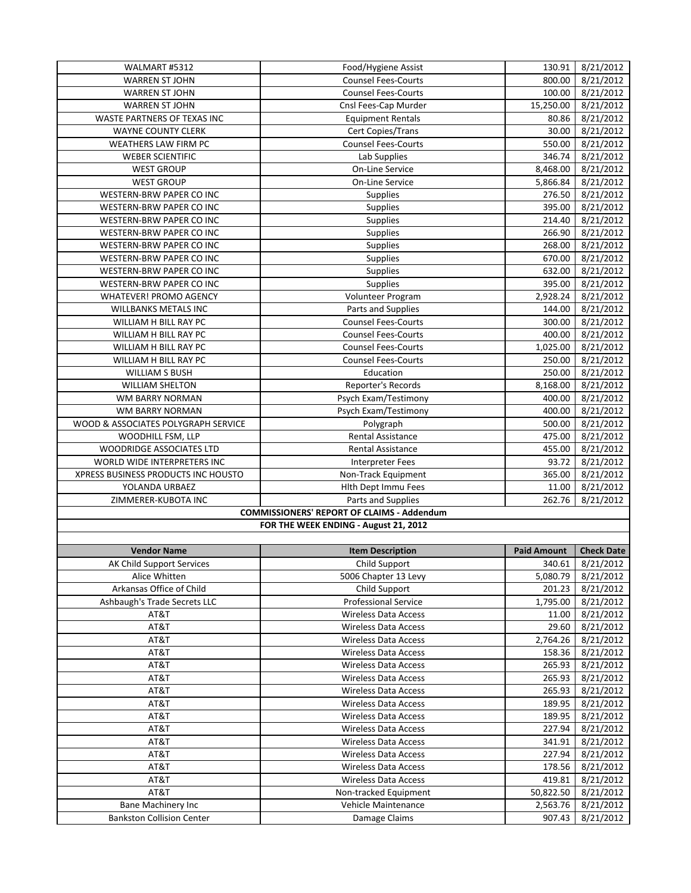| | | | |
|---|---|---|---|
| WALMART #5312 | Food/Hygiene Assist | 130.91 | 8/21/2012 |
| WARREN ST JOHN | Counsel Fees-Courts | 800.00 | 8/21/2012 |
| WARREN ST JOHN | Counsel Fees-Courts | 100.00 | 8/21/2012 |
| WARREN ST JOHN | Cnsl Fees-Cap Murder | 15,250.00 | 8/21/2012 |
| WASTE PARTNERS OF TEXAS INC | Equipment Rentals | 80.86 | 8/21/2012 |
| WAYNE COUNTY CLERK | Cert Copies/Trans | 30.00 | 8/21/2012 |
| WEATHERS LAW FIRM PC | Counsel Fees-Courts | 550.00 | 8/21/2012 |
| WEBER SCIENTIFIC | Lab Supplies | 346.74 | 8/21/2012 |
| WEST GROUP | On-Line Service | 8,468.00 | 8/21/2012 |
| WEST GROUP | On-Line Service | 5,866.84 | 8/21/2012 |
| WESTERN-BRW PAPER CO INC | Supplies | 276.50 | 8/21/2012 |
| WESTERN-BRW PAPER CO INC | Supplies | 395.00 | 8/21/2012 |
| WESTERN-BRW PAPER CO INC | Supplies | 214.40 | 8/21/2012 |
| WESTERN-BRW PAPER CO INC | Supplies | 266.90 | 8/21/2012 |
| WESTERN-BRW PAPER CO INC | Supplies | 268.00 | 8/21/2012 |
| WESTERN-BRW PAPER CO INC | Supplies | 670.00 | 8/21/2012 |
| WESTERN-BRW PAPER CO INC | Supplies | 632.00 | 8/21/2012 |
| WESTERN-BRW PAPER CO INC | Supplies | 395.00 | 8/21/2012 |
| WHATEVER! PROMO AGENCY | Volunteer Program | 2,928.24 | 8/21/2012 |
| WILLBANKS METALS INC | Parts and Supplies | 144.00 | 8/21/2012 |
| WILLIAM H BILL RAY PC | Counsel Fees-Courts | 300.00 | 8/21/2012 |
| WILLIAM H BILL RAY PC | Counsel Fees-Courts | 400.00 | 8/21/2012 |
| WILLIAM H BILL RAY PC | Counsel Fees-Courts | 1,025.00 | 8/21/2012 |
| WILLIAM H BILL RAY PC | Counsel Fees-Courts | 250.00 | 8/21/2012 |
| WILLIAM S BUSH | Education | 250.00 | 8/21/2012 |
| WILLIAM SHELTON | Reporter's Records | 8,168.00 | 8/21/2012 |
| WM BARRY NORMAN | Psych Exam/Testimony | 400.00 | 8/21/2012 |
| WM BARRY NORMAN | Psych Exam/Testimony | 400.00 | 8/21/2012 |
| WOOD & ASSOCIATES POLYGRAPH SERVICE | Polygraph | 500.00 | 8/21/2012 |
| WOODHILL FSM, LLP | Rental Assistance | 475.00 | 8/21/2012 |
| WOODRIDGE ASSOCIATES LTD | Rental Assistance | 455.00 | 8/21/2012 |
| WORLD WIDE INTERPRETERS INC | Interpreter Fees | 93.72 | 8/21/2012 |
| XPRESS BUSINESS PRODUCTS INC HOUSTO | Non-Track Equipment | 365.00 | 8/21/2012 |
| YOLANDA URBAEZ | Hlth Dept Immu Fees | 11.00 | 8/21/2012 |
| ZIMMERER-KUBOTA INC | Parts and Supplies | 262.76 | 8/21/2012 |

**COMMISSIONERS' REPORT OF CLAIMS - Addendum**

**FOR THE WEEK ENDING - August 21, 2012**

| Vendor Name | Item Description | Paid Amount | Check Date |
|---|---|---|---|
| AK Child Support Services | Child Support | 340.61 | 8/21/2012 |
| Alice Whitten | 5006 Chapter 13 Levy | 5,080.79 | 8/21/2012 |
| Arkansas Office of Child | Child Support | 201.23 | 8/21/2012 |
| Ashbaugh's Trade Secrets LLC | Professional Service | 1,795.00 | 8/21/2012 |
| AT&T | Wireless Data Access | 11.00 | 8/21/2012 |
| AT&T | Wireless Data Access | 29.60 | 8/21/2012 |
| AT&T | Wireless Data Access | 2,764.26 | 8/21/2012 |
| AT&T | Wireless Data Access | 158.36 | 8/21/2012 |
| AT&T | Wireless Data Access | 265.93 | 8/21/2012 |
| AT&T | Wireless Data Access | 265.93 | 8/21/2012 |
| AT&T | Wireless Data Access | 265.93 | 8/21/2012 |
| AT&T | Wireless Data Access | 189.95 | 8/21/2012 |
| AT&T | Wireless Data Access | 189.95 | 8/21/2012 |
| AT&T | Wireless Data Access | 227.94 | 8/21/2012 |
| AT&T | Wireless Data Access | 341.91 | 8/21/2012 |
| AT&T | Wireless Data Access | 227.94 | 8/21/2012 |
| AT&T | Wireless Data Access | 178.56 | 8/21/2012 |
| AT&T | Wireless Data Access | 419.81 | 8/21/2012 |
| AT&T | Non-tracked Equipment | 50,822.50 | 8/21/2012 |
| Bane Machinery Inc | Vehicle Maintenance | 2,563.76 | 8/21/2012 |
| Bankston Collision Center | Damage Claims | 907.43 | 8/21/2012 |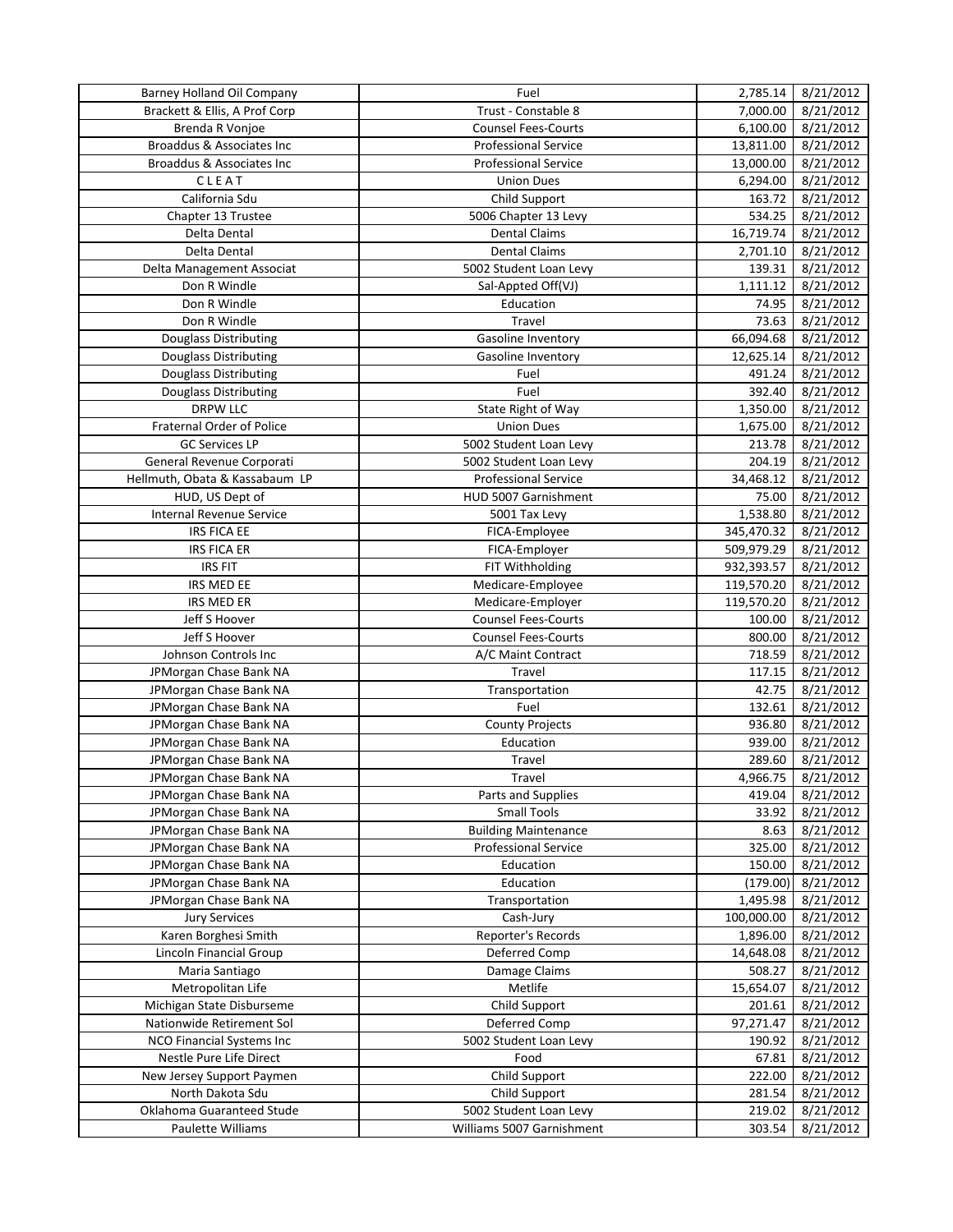| Barney Holland Oil Company | Fuel | 2,785.14 | 8/21/2012 |
|---|---|---|---|
| Brackett & Ellis, A Prof Corp | Trust - Constable 8 | 7,000.00 | 8/21/2012 |
| Brenda R Vonjoe | Counsel Fees-Courts | 6,100.00 | 8/21/2012 |
| Broaddus & Associates Inc | Professional Service | 13,811.00 | 8/21/2012 |
| Broaddus & Associates Inc | Professional Service | 13,000.00 | 8/21/2012 |
| C L E A T | Union Dues | 6,294.00 | 8/21/2012 |
| California Sdu | Child Support | 163.72 | 8/21/2012 |
| Chapter 13 Trustee | 5006 Chapter 13 Levy | 534.25 | 8/21/2012 |
| Delta Dental | Dental Claims | 16,719.74 | 8/21/2012 |
| Delta Dental | Dental Claims | 2,701.10 | 8/21/2012 |
| Delta Management Associat | 5002 Student Loan Levy | 139.31 | 8/21/2012 |
| Don R Windle | Sal-Appted Off(VJ) | 1,111.12 | 8/21/2012 |
| Don R Windle | Education | 74.95 | 8/21/2012 |
| Don R Windle | Travel | 73.63 | 8/21/2012 |
| Douglass Distributing | Gasoline Inventory | 66,094.68 | 8/21/2012 |
| Douglass Distributing | Gasoline Inventory | 12,625.14 | 8/21/2012 |
| Douglass Distributing | Fuel | 491.24 | 8/21/2012 |
| Douglass Distributing | Fuel | 392.40 | 8/21/2012 |
| DRPW LLC | State Right of Way | 1,350.00 | 8/21/2012 |
| Fraternal Order of Police | Union Dues | 1,675.00 | 8/21/2012 |
| GC Services LP | 5002 Student Loan Levy | 213.78 | 8/21/2012 |
| General Revenue Corporati | 5002 Student Loan Levy | 204.19 | 8/21/2012 |
| Hellmuth, Obata & Kassabaum LP | Professional Service | 34,468.12 | 8/21/2012 |
| HUD, US Dept of | HUD 5007 Garnishment | 75.00 | 8/21/2012 |
| Internal Revenue Service | 5001 Tax Levy | 1,538.80 | 8/21/2012 |
| IRS FICA EE | FICA-Employee | 345,470.32 | 8/21/2012 |
| IRS FICA ER | FICA-Employer | 509,979.29 | 8/21/2012 |
| IRS FIT | FIT Withholding | 932,393.57 | 8/21/2012 |
| IRS MED EE | Medicare-Employee | 119,570.20 | 8/21/2012 |
| IRS MED ER | Medicare-Employer | 119,570.20 | 8/21/2012 |
| Jeff S Hoover | Counsel Fees-Courts | 100.00 | 8/21/2012 |
| Jeff S Hoover | Counsel Fees-Courts | 800.00 | 8/21/2012 |
| Johnson Controls Inc | A/C Maint Contract | 718.59 | 8/21/2012 |
| JPMorgan Chase Bank NA | Travel | 117.15 | 8/21/2012 |
| JPMorgan Chase Bank NA | Transportation | 42.75 | 8/21/2012 |
| JPMorgan Chase Bank NA | Fuel | 132.61 | 8/21/2012 |
| JPMorgan Chase Bank NA | County Projects | 936.80 | 8/21/2012 |
| JPMorgan Chase Bank NA | Education | 939.00 | 8/21/2012 |
| JPMorgan Chase Bank NA | Travel | 289.60 | 8/21/2012 |
| JPMorgan Chase Bank NA | Travel | 4,966.75 | 8/21/2012 |
| JPMorgan Chase Bank NA | Parts and Supplies | 419.04 | 8/21/2012 |
| JPMorgan Chase Bank NA | Small Tools | 33.92 | 8/21/2012 |
| JPMorgan Chase Bank NA | Building Maintenance | 8.63 | 8/21/2012 |
| JPMorgan Chase Bank NA | Professional Service | 325.00 | 8/21/2012 |
| JPMorgan Chase Bank NA | Education | 150.00 | 8/21/2012 |
| JPMorgan Chase Bank NA | Education | (179.00) | 8/21/2012 |
| JPMorgan Chase Bank NA | Transportation | 1,495.98 | 8/21/2012 |
| Jury Services | Cash-Jury | 100,000.00 | 8/21/2012 |
| Karen Borghesi Smith | Reporter's Records | 1,896.00 | 8/21/2012 |
| Lincoln Financial Group | Deferred Comp | 14,648.08 | 8/21/2012 |
| Maria Santiago | Damage Claims | 508.27 | 8/21/2012 |
| Metropolitan Life | Metlife | 15,654.07 | 8/21/2012 |
| Michigan State Disburseme | Child Support | 201.61 | 8/21/2012 |
| Nationwide Retirement Sol | Deferred Comp | 97,271.47 | 8/21/2012 |
| NCO Financial Systems Inc | 5002 Student Loan Levy | 190.92 | 8/21/2012 |
| Nestle Pure Life Direct | Food | 67.81 | 8/21/2012 |
| New Jersey Support Paymen | Child Support | 222.00 | 8/21/2012 |
| North Dakota Sdu | Child Support | 281.54 | 8/21/2012 |
| Oklahoma Guaranteed Stude | 5002 Student Loan Levy | 219.02 | 8/21/2012 |
| Paulette Williams | Williams 5007 Garnishment | 303.54 | 8/21/2012 |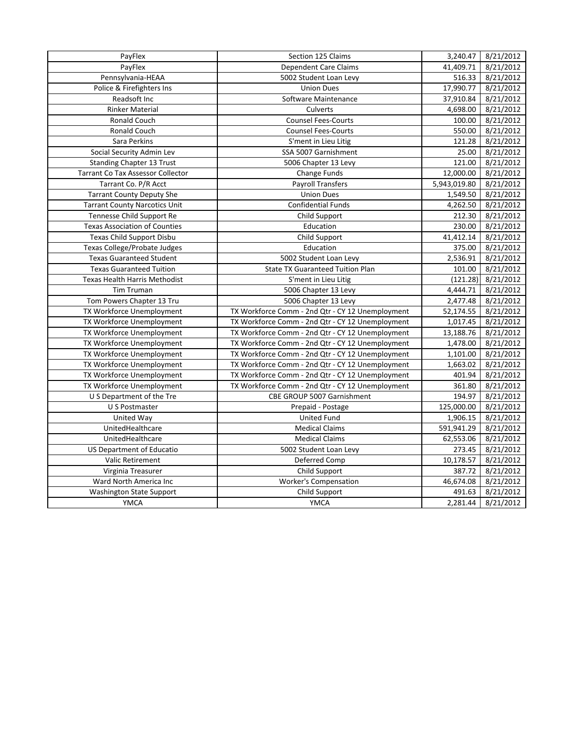| | | | |
|---|---|---|---|
| PayFlex | Section 125 Claims | 3,240.47 | 8/21/2012 |
| PayFlex | Dependent Care Claims | 41,409.71 | 8/21/2012 |
| Pennsylvania-HEAA | 5002 Student Loan Levy | 516.33 | 8/21/2012 |
| Police & Firefighters Ins | Union Dues | 17,990.77 | 8/21/2012 |
| Readsoft Inc | Software Maintenance | 37,910.84 | 8/21/2012 |
| Rinker Material | Culverts | 4,698.00 | 8/21/2012 |
| Ronald Couch | Counsel Fees-Courts | 100.00 | 8/21/2012 |
| Ronald Couch | Counsel Fees-Courts | 550.00 | 8/21/2012 |
| Sara Perkins | S'ment in Lieu Litig | 121.28 | 8/21/2012 |
| Social Security Admin Lev | SSA 5007 Garnishment | 25.00 | 8/21/2012 |
| Standing Chapter 13 Trust | 5006 Chapter 13 Levy | 121.00 | 8/21/2012 |
| Tarrant Co Tax Assessor Collector | Change Funds | 12,000.00 | 8/21/2012 |
| Tarrant Co. P/R Acct | Payroll Transfers | 5,943,019.80 | 8/21/2012 |
| Tarrant County Deputy She | Union Dues | 1,549.50 | 8/21/2012 |
| Tarrant County Narcotics Unit | Confidential Funds | 4,262.50 | 8/21/2012 |
| Tennesse Child Support Re | Child Support | 212.30 | 8/21/2012 |
| Texas Association of Counties | Education | 230.00 | 8/21/2012 |
| Texas Child Support Disbu | Child Support | 41,412.14 | 8/21/2012 |
| Texas College/Probate Judges | Education | 375.00 | 8/21/2012 |
| Texas Guaranteed Student | 5002 Student Loan Levy | 2,536.91 | 8/21/2012 |
| Texas Guaranteed Tuition | State TX Guaranteed Tuition Plan | 101.00 | 8/21/2012 |
| Texas Health Harris Methodist | S'ment in Lieu Litig | (121.28) | 8/21/2012 |
| Tim Truman | 5006 Chapter 13 Levy | 4,444.71 | 8/21/2012 |
| Tom Powers Chapter 13 Tru | 5006 Chapter 13 Levy | 2,477.48 | 8/21/2012 |
| TX Workforce Unemployment | TX Workforce Comm - 2nd Qtr - CY 12 Unemployment | 52,174.55 | 8/21/2012 |
| TX Workforce Unemployment | TX Workforce Comm - 2nd Qtr - CY 12 Unemployment | 1,017.45 | 8/21/2012 |
| TX Workforce Unemployment | TX Workforce Comm - 2nd Qtr - CY 12 Unemployment | 13,188.76 | 8/21/2012 |
| TX Workforce Unemployment | TX Workforce Comm - 2nd Qtr - CY 12 Unemployment | 1,478.00 | 8/21/2012 |
| TX Workforce Unemployment | TX Workforce Comm - 2nd Qtr - CY 12 Unemployment | 1,101.00 | 8/21/2012 |
| TX Workforce Unemployment | TX Workforce Comm - 2nd Qtr - CY 12 Unemployment | 1,663.02 | 8/21/2012 |
| TX Workforce Unemployment | TX Workforce Comm - 2nd Qtr - CY 12 Unemployment | 401.94 | 8/21/2012 |
| TX Workforce Unemployment | TX Workforce Comm - 2nd Qtr - CY 12 Unemployment | 361.80 | 8/21/2012 |
| U S Department of the Tre | CBE GROUP 5007 Garnishment | 194.97 | 8/21/2012 |
| U S Postmaster | Prepaid - Postage | 125,000.00 | 8/21/2012 |
| United Way | United Fund | 1,906.15 | 8/21/2012 |
| UnitedHealthcare | Medical Claims | 591,941.29 | 8/21/2012 |
| UnitedHealthcare | Medical Claims | 62,553.06 | 8/21/2012 |
| US Department of Educatio | 5002 Student Loan Levy | 273.45 | 8/21/2012 |
| Valic Retirement | Deferred Comp | 10,178.57 | 8/21/2012 |
| Virginia Treasurer | Child Support | 387.72 | 8/21/2012 |
| Ward North America Inc | Worker's Compensation | 46,674.08 | 8/21/2012 |
| Washington State Support | Child Support | 491.63 | 8/21/2012 |
| YMCA | YMCA | 2,281.44 | 8/21/2012 |